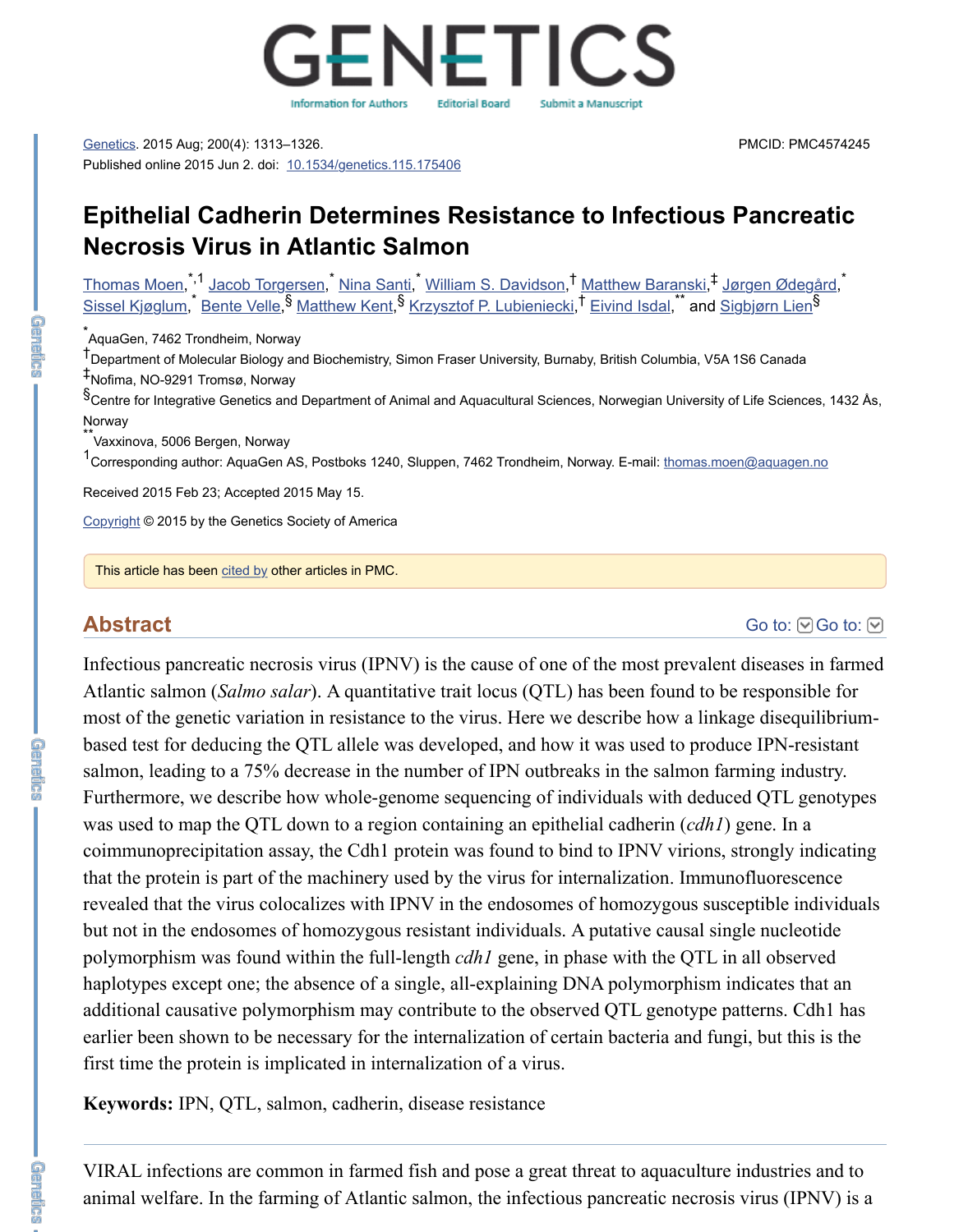Genetics. 2015 Aug; 200(4): 1313–1326.
Published online 2015 Jun 2. doi: 10.1534/genetics.115.175406

PMCID: PMC4574245

# Epithelial Cadherin Determines Resistance to Infectious Pancreatic Necrosis Virus in Atlantic Salmon

Thomas Moen,[*,1] Jacob Torgersen,[*] Nina Santi,[*] William S. Davidson,[†] Matthew Baranski,[‡] Jørgen Ødegård,[*] Sissel Kjøglum,[*] Bente Velle,[§] Matthew Kent,[§] Krzysztof P. Lubieniecki,[†] Eivind Isdal,[**] and Sigbjørn Lien[§]

[*]AquaGen, 7462 Trondheim, Norway
[†]Department of Molecular Biology and Biochemistry, Simon Fraser University, Burnaby, British Columbia, V5A 1S6 Canada
[‡]Nofima, NO-9291 Tromsø, Norway
[§]Centre for Integrative Genetics and Department of Animal and Aquacultural Sciences, Norwegian University of Life Sciences, 1432 Ås, Norway
[**]Vaxxinova, 5006 Bergen, Norway
[1]Corresponding author: AquaGen AS, Postboks 1240, Sluppen, 7462 Trondheim, Norway. E-mail: thomas.moen@aquagen.no

Received 2015 Feb 23; Accepted 2015 May 15.

Copyright © 2015 by the Genetics Society of America

This article has been cited by other articles in PMC.

## Abstract

Infectious pancreatic necrosis virus (IPNV) is the cause of one of the most prevalent diseases in farmed Atlantic salmon (*Salmo salar*). A quantitative trait locus (QTL) has been found to be responsible for most of the genetic variation in resistance to the virus. Here we describe how a linkage disequilibrium-based test for deducing the QTL allele was developed, and how it was used to produce IPN-resistant salmon, leading to a 75% decrease in the number of IPN outbreaks in the salmon farming industry. Furthermore, we describe how whole-genome sequencing of individuals with deduced QTL genotypes was used to map the QTL down to a region containing an epithelial cadherin (*cdh1*) gene. In a coimmunoprecipitation assay, the Cdh1 protein was found to bind to IPNV virions, strongly indicating that the protein is part of the machinery used by the virus for internalization. Immunofluorescence revealed that the virus colocalizes with IPNV in the endosomes of homozygous susceptible individuals but not in the endosomes of homozygous resistant individuals. A putative causal single nucleotide polymorphism was found within the full-length *cdh1* gene, in phase with the QTL in all observed haplotypes except one; the absence of a single, all-explaining DNA polymorphism indicates that an additional causative polymorphism may contribute to the observed QTL genotype patterns. Cdh1 has earlier been shown to be necessary for the internalization of certain bacteria and fungi, but this is the first time the protein is implicated in internalization of a virus.

**Keywords:** IPN, QTL, salmon, cadherin, disease resistance

VIRAL infections are common in farmed fish and pose a great threat to aquaculture industries and to animal welfare. In the farming of Atlantic salmon, the infectious pancreatic necrosis virus (IPNV) is a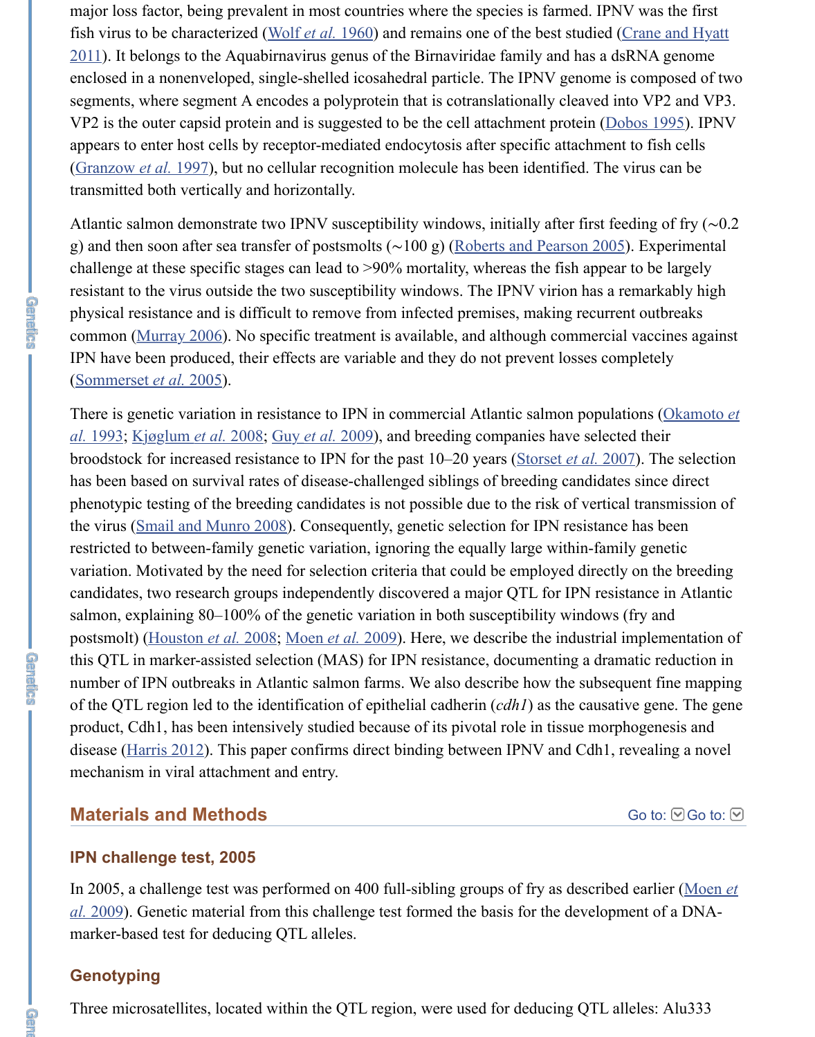major loss factor, being prevalent in most countries where the species is farmed. IPNV was the first fish virus to be characterized (Wolf *et al.* 1960) and remains one of the best studied (Crane and Hyatt 2011). It belongs to the Aquabirnavirus genus of the Birnaviridae family and has a dsRNA genome enclosed in a nonenveloped, single-shelled icosahedral particle. The IPNV genome is composed of two segments, where segment A encodes a polyprotein that is cotranslationally cleaved into VP2 and VP3. VP2 is the outer capsid protein and is suggested to be the cell attachment protein (Dobos 1995). IPNV appears to enter host cells by receptor-mediated endocytosis after specific attachment to fish cells (Granzow *et al.* 1997), but no cellular recognition molecule has been identified. The virus can be transmitted both vertically and horizontally.

Atlantic salmon demonstrate two IPNV susceptibility windows, initially after first feeding of fry (∼0.2 g) and then soon after sea transfer of postsmolts (∼100 g) (Roberts and Pearson 2005). Experimental challenge at these specific stages can lead to >90% mortality, whereas the fish appear to be largely resistant to the virus outside the two susceptibility windows. The IPNV virion has a remarkably high physical resistance and is difficult to remove from infected premises, making recurrent outbreaks common (Murray 2006). No specific treatment is available, and although commercial vaccines against IPN have been produced, their effects are variable and they do not prevent losses completely (Sommerset *et al.* 2005).

There is genetic variation in resistance to IPN in commercial Atlantic salmon populations (Okamoto *et al.* 1993; Kjøglum *et al.* 2008; Guy *et al.* 2009), and breeding companies have selected their broodstock for increased resistance to IPN for the past 10–20 years (Storset *et al.* 2007). The selection has been based on survival rates of disease-challenged siblings of breeding candidates since direct phenotypic testing of the breeding candidates is not possible due to the risk of vertical transmission of the virus (Smail and Munro 2008). Consequently, genetic selection for IPN resistance has been restricted to between-family genetic variation, ignoring the equally large within-family genetic variation. Motivated by the need for selection criteria that could be employed directly on the breeding candidates, two research groups independently discovered a major QTL for IPN resistance in Atlantic salmon, explaining 80–100% of the genetic variation in both susceptibility windows (fry and postsmolt) (Houston *et al.* 2008; Moen *et al.* 2009). Here, we describe the industrial implementation of this QTL in marker-assisted selection (MAS) for IPN resistance, documenting a dramatic reduction in number of IPN outbreaks in Atlantic salmon farms. We also describe how the subsequent fine mapping of the QTL region led to the identification of epithelial cadherin (*cdh1*) as the causative gene. The gene product, Cdh1, has been intensively studied because of its pivotal role in tissue morphogenesis and disease (Harris 2012). This paper confirms direct binding between IPNV and Cdh1, revealing a novel mechanism in viral attachment and entry.

## Materials and Methods

### IPN challenge test, 2005

In 2005, a challenge test was performed on 400 full-sibling groups of fry as described earlier (Moen *et al.* 2009). Genetic material from this challenge test formed the basis for the development of a DNA-marker-based test for deducing QTL alleles.

### Genotyping

Three microsatellites, located within the QTL region, were used for deducing QTL alleles: Alu333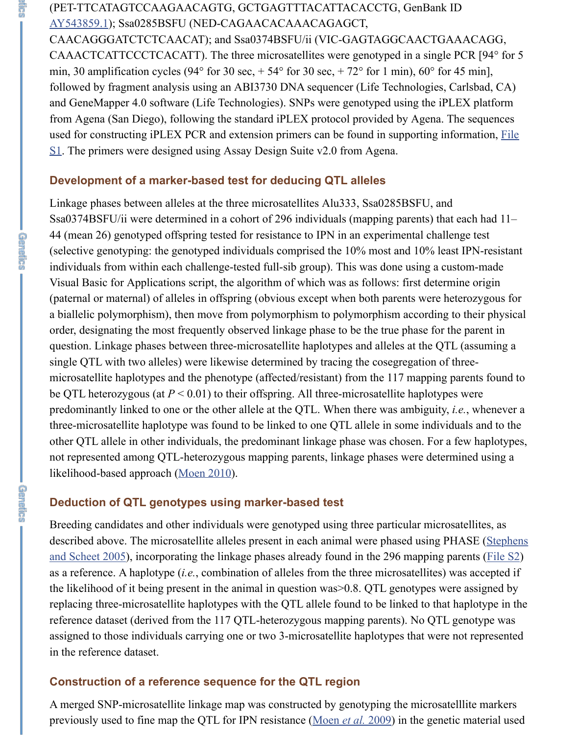(PET-TTCATAGTCCAAGAACAGTG, GCTGAGTTTACATTACACCTG, GenBank ID AY543859.1); Ssa0285BSFU (NED-CAGAACACAAACAGAGCT, CAACAGGGATCTCTCAACAT); and Ssa0374BSFU/ii (VIC-GAGTAGGCAACTGAAACAGG, CAAACTCATTCCCTCACATT). The three microsatellites were genotyped in a single PCR [94° for 5 min, 30 amplification cycles (94° for 30 sec, + 54° for 30 sec, + 72° for 1 min), 60° for 45 min], followed by fragment analysis using an ABI3730 DNA sequencer (Life Technologies, Carlsbad, CA) and GeneMapper 4.0 software (Life Technologies). SNPs were genotyped using the iPLEX platform from Agena (San Diego), following the standard iPLEX protocol provided by Agena. The sequences used for constructing iPLEX PCR and extension primers can be found in supporting information, File S1. The primers were designed using Assay Design Suite v2.0 from Agena.

### Development of a marker-based test for deducing QTL alleles

Linkage phases between alleles at the three microsatellites Alu333, Ssa0285BSFU, and Ssa0374BSFU/ii were determined in a cohort of 296 individuals (mapping parents) that each had 11–44 (mean 26) genotyped offspring tested for resistance to IPN in an experimental challenge test (selective genotyping: the genotyped individuals comprised the 10% most and 10% least IPN-resistant individuals from within each challenge-tested full-sib group). This was done using a custom-made Visual Basic for Applications script, the algorithm of which was as follows: first determine origin (paternal or maternal) of alleles in offspring (obvious except when both parents were heterozygous for a biallelic polymorphism), then move from polymorphism to polymorphism according to their physical order, designating the most frequently observed linkage phase to be the true phase for the parent in question. Linkage phases between three-microsatellite haplotypes and alleles at the QTL (assuming a single QTL with two alleles) were likewise determined by tracing the cosegregation of three-microsatellite haplotypes and the phenotype (affected/resistant) from the 117 mapping parents found to be QTL heterozygous (at $P < 0.01$) to their offspring. All three-microsatellite haplotypes were predominantly linked to one or the other allele at the QTL. When there was ambiguity, *i.e.*, whenever a three-microsatellite haplotype was found to be linked to one QTL allele in some individuals and to the other QTL allele in other individuals, the predominant linkage phase was chosen. For a few haplotypes, not represented among QTL-heterozygous mapping parents, linkage phases were determined using a likelihood-based approach (Moen 2010).

### Deduction of QTL genotypes using marker-based test

Breeding candidates and other individuals were genotyped using three particular microsatellites, as described above. The microsatellite alleles present in each animal were phased using PHASE (Stephens and Scheet 2005), incorporating the linkage phases already found in the 296 mapping parents (File S2) as a reference. A haplotype (*i.e.*, combination of alleles from the three microsatellites) was accepted if the likelihood of it being present in the animal in question was>0.8. QTL genotypes were assigned by replacing three-microsatellite haplotypes with the QTL allele found to be linked to that haplotype in the reference dataset (derived from the 117 QTL-heterozygous mapping parents). No QTL genotype was assigned to those individuals carrying one or two 3-microsatellite haplotypes that were not represented in the reference dataset.

### Construction of a reference sequence for the QTL region

A merged SNP-microsatellite linkage map was constructed by genotyping the microsatelllite markers previously used to fine map the QTL for IPN resistance (Moen *et al.* 2009) in the genetic material used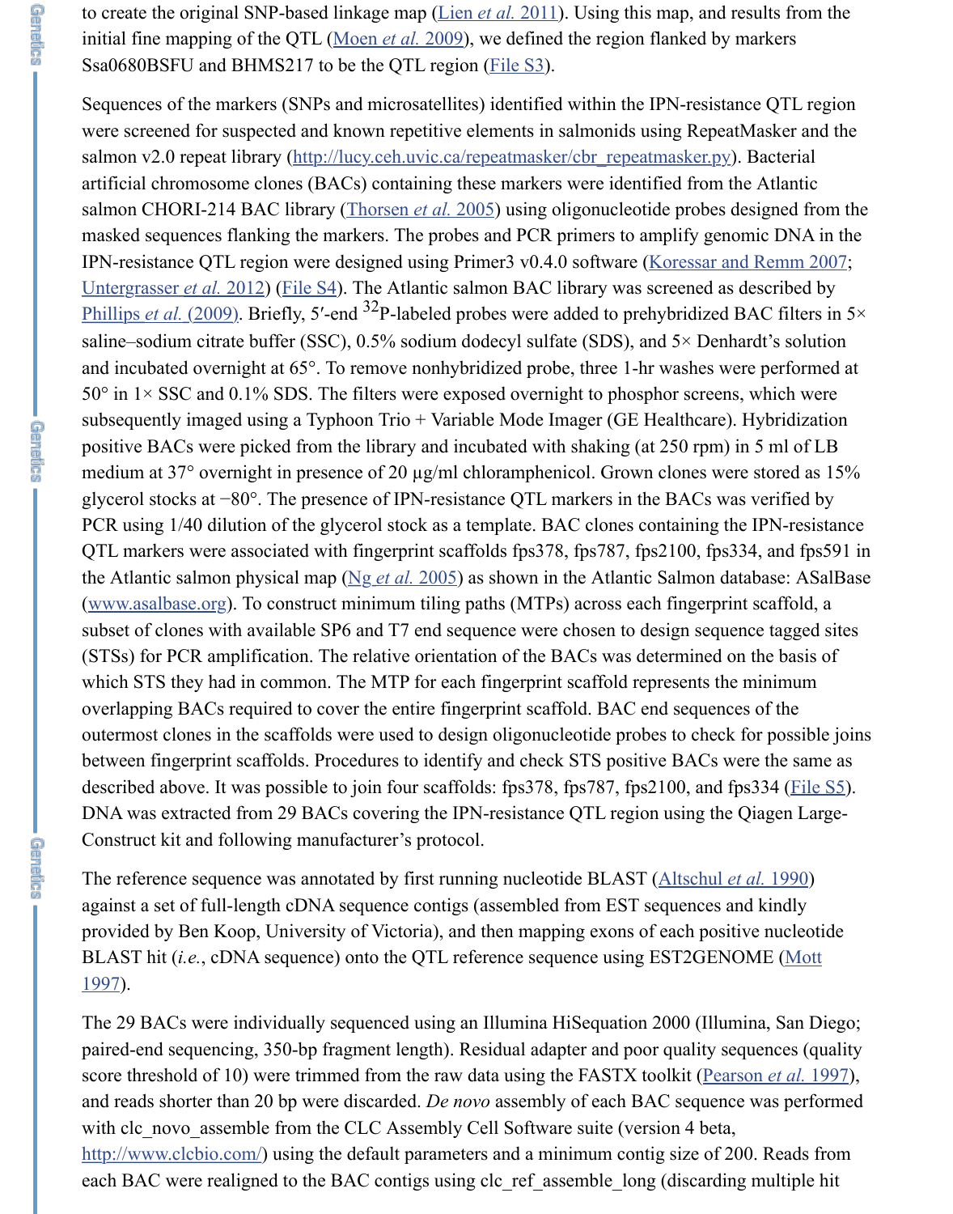to create the original SNP-based linkage map (Lien *et al.* 2011). Using this map, and results from the initial fine mapping of the QTL (Moen *et al.* 2009), we defined the region flanked by markers Ssa0680BSFU and BHMS217 to be the QTL region (File S3).

Sequences of the markers (SNPs and microsatellites) identified within the IPN-resistance QTL region were screened for suspected and known repetitive elements in salmonids using RepeatMasker and the salmon v2.0 repeat library (http://lucy.ceh.uvic.ca/repeatmasker/cbr_repeatmasker.py). Bacterial artificial chromosome clones (BACs) containing these markers were identified from the Atlantic salmon CHORI-214 BAC library (Thorsen *et al.* 2005) using oligonucleotide probes designed from the masked sequences flanking the markers. The probes and PCR primers to amplify genomic DNA in the IPN-resistance QTL region were designed using Primer3 v0.4.0 software (Koressar and Remm 2007; Untergrasser *et al.* 2012) (File S4). The Atlantic salmon BAC library was screened as described by Phillips *et al.* (2009). Briefly, 5′-end $^{32}$P-labeled probes were added to prehybridized BAC filters in 5× saline–sodium citrate buffer (SSC), 0.5% sodium dodecyl sulfate (SDS), and 5× Denhardt's solution and incubated overnight at 65°. To remove nonhybridized probe, three 1-hr washes were performed at 50° in 1× SSC and 0.1% SDS. The filters were exposed overnight to phosphor screens, which were subsequently imaged using a Typhoon Trio + Variable Mode Imager (GE Healthcare). Hybridization positive BACs were picked from the library and incubated with shaking (at 250 rpm) in 5 ml of LB medium at 37° overnight in presence of 20 μg/ml chloramphenicol. Grown clones were stored as 15% glycerol stocks at −80°. The presence of IPN-resistance QTL markers in the BACs was verified by PCR using 1/40 dilution of the glycerol stock as a template. BAC clones containing the IPN-resistance QTL markers were associated with fingerprint scaffolds fps378, fps787, fps2100, fps334, and fps591 in the Atlantic salmon physical map (Ng *et al.* 2005) as shown in the Atlantic Salmon database: ASalBase (www.asalbase.org). To construct minimum tiling paths (MTPs) across each fingerprint scaffold, a subset of clones with available SP6 and T7 end sequence were chosen to design sequence tagged sites (STSs) for PCR amplification. The relative orientation of the BACs was determined on the basis of which STS they had in common. The MTP for each fingerprint scaffold represents the minimum overlapping BACs required to cover the entire fingerprint scaffold. BAC end sequences of the outermost clones in the scaffolds were used to design oligonucleotide probes to check for possible joins between fingerprint scaffolds. Procedures to identify and check STS positive BACs were the same as described above. It was possible to join four scaffolds: fps378, fps787, fps2100, and fps334 (File S5). DNA was extracted from 29 BACs covering the IPN-resistance QTL region using the Qiagen Large-Construct kit and following manufacturer's protocol.

The reference sequence was annotated by first running nucleotide BLAST (Altschul *et al.* 1990) against a set of full-length cDNA sequence contigs (assembled from EST sequences and kindly provided by Ben Koop, University of Victoria), and then mapping exons of each positive nucleotide BLAST hit (*i.e.*, cDNA sequence) onto the QTL reference sequence using EST2GENOME (Mott 1997).

The 29 BACs were individually sequenced using an Illumina HiSequation 2000 (Illumina, San Diego; paired-end sequencing, 350-bp fragment length). Residual adapter and poor quality sequences (quality score threshold of 10) were trimmed from the raw data using the FASTX toolkit (Pearson *et al.* 1997), and reads shorter than 20 bp were discarded. *De novo* assembly of each BAC sequence was performed with clc_novo_assemble from the CLC Assembly Cell Software suite (version 4 beta, http://www.clcbio.com/) using the default parameters and a minimum contig size of 200. Reads from each BAC were realigned to the BAC contigs using clc_ref_assemble_long (discarding multiple hit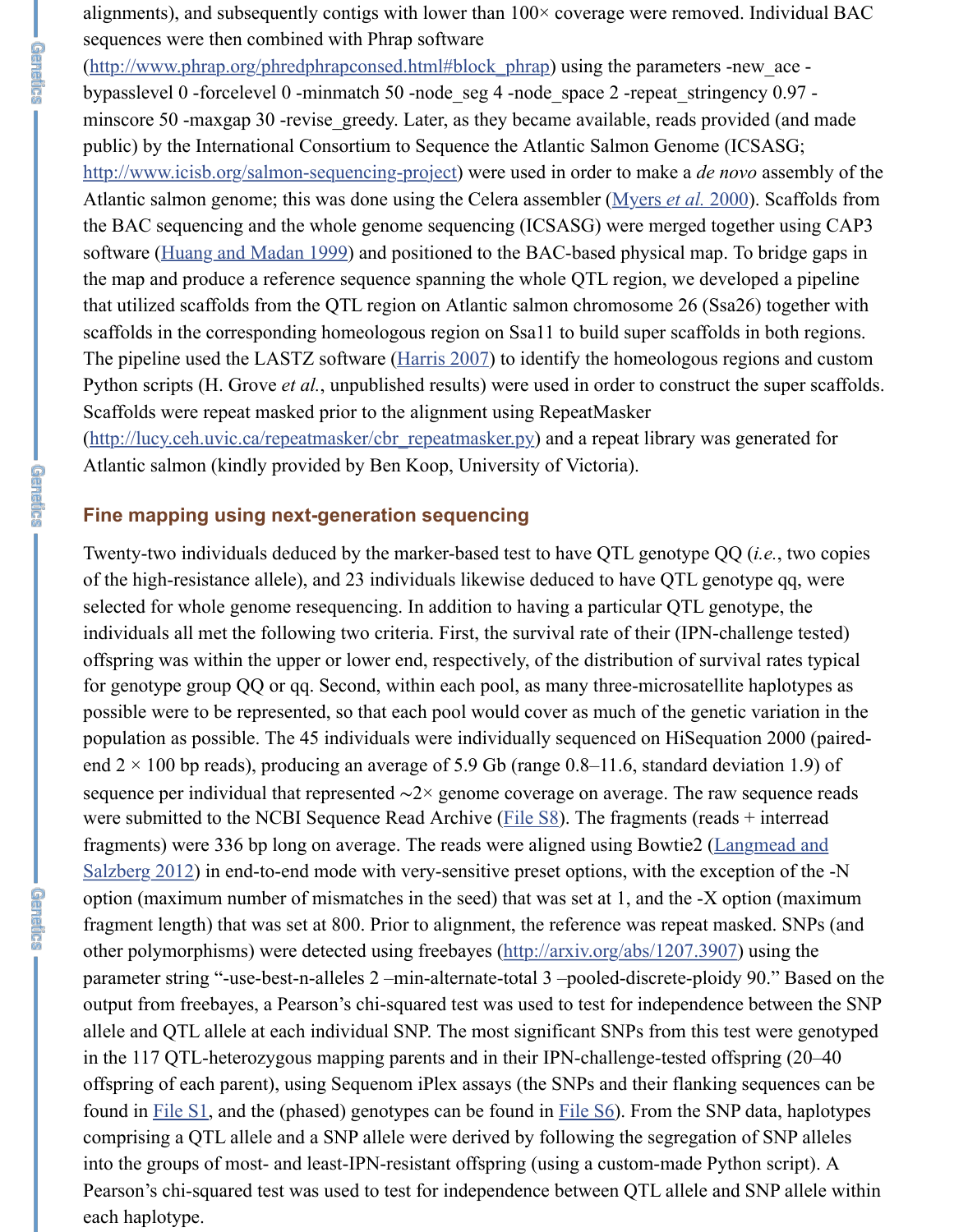alignments), and subsequently contigs with lower than 100× coverage were removed. Individual BAC sequences were then combined with Phrap software (http://www.phrap.org/phredphrapconsed.html#block_phrap) using the parameters -new_ace -bypasslevel 0 -forcelevel 0 -minmatch 50 -node_seg 4 -node_space 2 -repeat_stringency 0.97 -minscore 50 -maxgap 30 -revise_greedy. Later, as they became available, reads provided (and made public) by the International Consortium to Sequence the Atlantic Salmon Genome (ICSASG; http://www.icisb.org/salmon-sequencing-project) were used in order to make a *de novo* assembly of the Atlantic salmon genome; this was done using the Celera assembler (Myers *et al.* 2000). Scaffolds from the BAC sequencing and the whole genome sequencing (ICSASG) were merged together using CAP3 software (Huang and Madan 1999) and positioned to the BAC-based physical map. To bridge gaps in the map and produce a reference sequence spanning the whole QTL region, we developed a pipeline that utilized scaffolds from the QTL region on Atlantic salmon chromosome 26 (Ssa26) together with scaffolds in the corresponding homeologous region on Ssa11 to build super scaffolds in both regions. The pipeline used the LASTZ software (Harris 2007) to identify the homeologous regions and custom Python scripts (H. Grove *et al.*, unpublished results) were used in order to construct the super scaffolds. Scaffolds were repeat masked prior to the alignment using RepeatMasker (http://lucy.ceh.uvic.ca/repeatmasker/cbr_repeatmasker.py) and a repeat library was generated for Atlantic salmon (kindly provided by Ben Koop, University of Victoria).

## Fine mapping using next-generation sequencing

Twenty-two individuals deduced by the marker-based test to have QTL genotype QQ (*i.e.*, two copies of the high-resistance allele), and 23 individuals likewise deduced to have QTL genotype qq, were selected for whole genome resequencing. In addition to having a particular QTL genotype, the individuals all met the following two criteria. First, the survival rate of their (IPN-challenge tested) offspring was within the upper or lower end, respectively, of the distribution of survival rates typical for genotype group QQ or qq. Second, within each pool, as many three-microsatellite haplotypes as possible were to be represented, so that each pool would cover as much of the genetic variation in the population as possible. The 45 individuals were individually sequenced on HiSequation 2000 (paired-end 2 × 100 bp reads), producing an average of 5.9 Gb (range 0.8–11.6, standard deviation 1.9) of sequence per individual that represented ∼2× genome coverage on average. The raw sequence reads were submitted to the NCBI Sequence Read Archive (File S8). The fragments (reads + interread fragments) were 336 bp long on average. The reads were aligned using Bowtie2 (Langmead and Salzberg 2012) in end-to-end mode with very-sensitive preset options, with the exception of the -N option (maximum number of mismatches in the seed) that was set at 1, and the -X option (maximum fragment length) that was set at 800. Prior to alignment, the reference was repeat masked. SNPs (and other polymorphisms) were detected using freebayes (http://arxiv.org/abs/1207.3907) using the parameter string "-use-best-n-alleles 2 –min-alternate-total 3 –pooled-discrete-ploidy 90." Based on the output from freebayes, a Pearson's chi-squared test was used to test for independence between the SNP allele and QTL allele at each individual SNP. The most significant SNPs from this test were genotyped in the 117 QTL-heterozygous mapping parents and in their IPN-challenge-tested offspring (20–40 offspring of each parent), using Sequenom iPlex assays (the SNPs and their flanking sequences can be found in File S1, and the (phased) genotypes can be found in File S6). From the SNP data, haplotypes comprising a QTL allele and a SNP allele were derived by following the segregation of SNP alleles into the groups of most- and least-IPN-resistant offspring (using a custom-made Python script). A Pearson's chi-squared test was used to test for independence between QTL allele and SNP allele within each haplotype.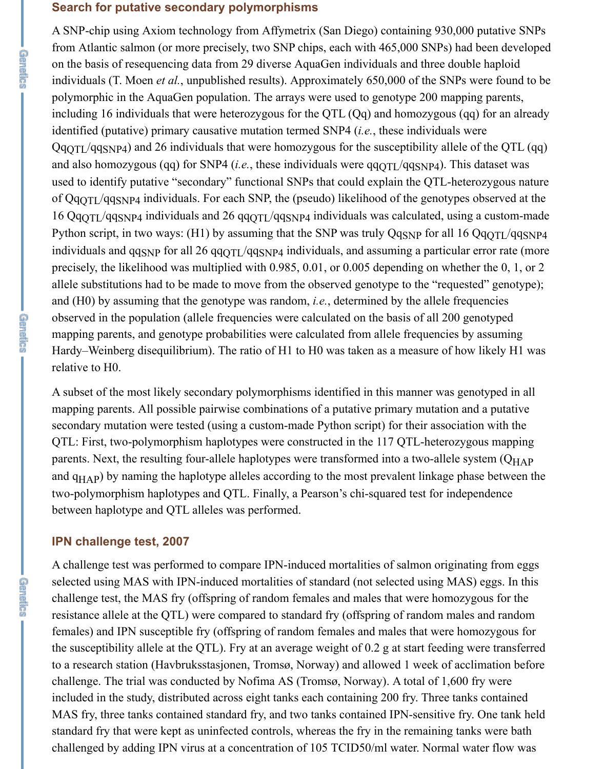### Search for putative secondary polymorphisms

A SNP-chip using Axiom technology from Affymetrix (San Diego) containing 930,000 putative SNPs from Atlantic salmon (or more precisely, two SNP chips, each with 465,000 SNPs) had been developed on the basis of resequencing data from 29 diverse AquaGen individuals and three double haploid individuals (T. Moen *et al.*, unpublished results). Approximately 650,000 of the SNPs were found to be polymorphic in the AquaGen population. The arrays were used to genotype 200 mapping parents, including 16 individuals that were heterozygous for the QTL (Qq) and homozygous (qq) for an already identified (putative) primary causative mutation termed SNP4 (*i.e.*, these individuals were $Qq_{QTL}/qq_{SNP4}$) and 26 individuals that were homozygous for the susceptibility allele of the QTL (qq) and also homozygous (qq) for SNP4 (*i.e.*, these individuals were $qq_{QTL}/qq_{SNP4}$). This dataset was used to identify putative "secondary" functional SNPs that could explain the QTL-heterozygous nature of $Qq_{QTL}/qq_{SNP4}$ individuals. For each SNP, the (pseudo) likelihood of the genotypes observed at the 16 $Qq_{QTL}/qq_{SNP4}$ individuals and 26 $qq_{QTL}/qq_{SNP4}$ individuals was calculated, using a custom-made Python script, in two ways: (H1) by assuming that the SNP was truly $Qq_{SNP}$ for all 16 $Qq_{QTL}/qq_{SNP4}$ individuals and $qq_{SNP}$ for all 26 $qq_{QTL}/qq_{SNP4}$ individuals, and assuming a particular error rate (more precisely, the likelihood was multiplied with 0.985, 0.01, or 0.005 depending on whether the 0, 1, or 2 allele substitutions had to be made to move from the observed genotype to the "requested" genotype); and (H0) by assuming that the genotype was random, *i.e.*, determined by the allele frequencies observed in the population (allele frequencies were calculated on the basis of all 200 genotyped mapping parents, and genotype probabilities were calculated from allele frequencies by assuming Hardy–Weinberg disequilibrium). The ratio of H1 to H0 was taken as a measure of how likely H1 was relative to H0.

A subset of the most likely secondary polymorphisms identified in this manner was genotyped in all mapping parents. All possible pairwise combinations of a putative primary mutation and a putative secondary mutation were tested (using a custom-made Python script) for their association with the QTL: First, two-polymorphism haplotypes were constructed in the 117 QTL-heterozygous mapping parents. Next, the resulting four-allele haplotypes were transformed into a two-allele system ($Q_{HAP}$ and $q_{HAP}$) by naming the haplotype alleles according to the most prevalent linkage phase between the two-polymorphism haplotypes and QTL. Finally, a Pearson's chi-squared test for independence between haplotype and QTL alleles was performed.

### IPN challenge test, 2007

A challenge test was performed to compare IPN-induced mortalities of salmon originating from eggs selected using MAS with IPN-induced mortalities of standard (not selected using MAS) eggs. In this challenge test, the MAS fry (offspring of random females and males that were homozygous for the resistance allele at the QTL) were compared to standard fry (offspring of random males and random females) and IPN susceptible fry (offspring of random females and males that were homozygous for the susceptibility allele at the QTL). Fry at an average weight of 0.2 g at start feeding were transferred to a research station (Havbruksstasjonen, Tromsø, Norway) and allowed 1 week of acclimation before challenge. The trial was conducted by Nofima AS (Tromsø, Norway). A total of 1,600 fry were included in the study, distributed across eight tanks each containing 200 fry. Three tanks contained MAS fry, three tanks contained standard fry, and two tanks contained IPN-sensitive fry. One tank held standard fry that were kept as uninfected controls, whereas the fry in the remaining tanks were bath challenged by adding IPN virus at a concentration of 105 TCID50/ml water. Normal water flow was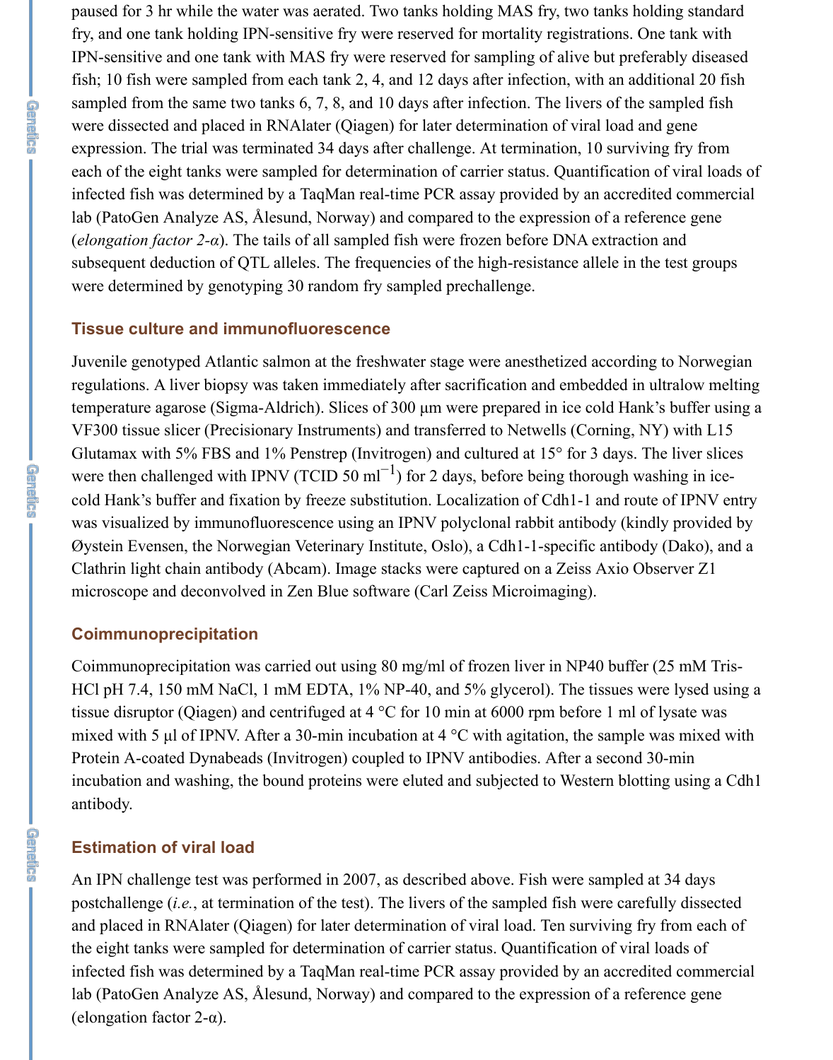paused for 3 hr while the water was aerated. Two tanks holding MAS fry, two tanks holding standard fry, and one tank holding IPN-sensitive fry were reserved for mortality registrations. One tank with IPN-sensitive and one tank with MAS fry were reserved for sampling of alive but preferably diseased fish; 10 fish were sampled from each tank 2, 4, and 12 days after infection, with an additional 20 fish sampled from the same two tanks 6, 7, 8, and 10 days after infection. The livers of the sampled fish were dissected and placed in RNAlater (Qiagen) for later determination of viral load and gene expression. The trial was terminated 34 days after challenge. At termination, 10 surviving fry from each of the eight tanks were sampled for determination of carrier status. Quantification of viral loads of infected fish was determined by a TaqMan real-time PCR assay provided by an accredited commercial lab (PatoGen Analyze AS, Ålesund, Norway) and compared to the expression of a reference gene (*elongation factor 2-α*). The tails of all sampled fish were frozen before DNA extraction and subsequent deduction of QTL alleles. The frequencies of the high-resistance allele in the test groups were determined by genotyping 30 random fry sampled prechallenge.

## Tissue culture and immunofluorescence

Juvenile genotyped Atlantic salmon at the freshwater stage were anesthetized according to Norwegian regulations. A liver biopsy was taken immediately after sacrification and embedded in ultralow melting temperature agarose (Sigma-Aldrich). Slices of 300 μm were prepared in ice cold Hank's buffer using a VF300 tissue slicer (Precisionary Instruments) and transferred to Netwells (Corning, NY) with L15 Glutamax with 5% FBS and 1% Penstrep (Invitrogen) and cultured at 15° for 3 days. The liver slices were then challenged with IPNV (TCID 50 $ml^{-1}$) for 2 days, before being thorough washing in ice-cold Hank's buffer and fixation by freeze substitution. Localization of Cdh1-1 and route of IPNV entry was visualized by immunofluorescence using an IPNV polyclonal rabbit antibody (kindly provided by Øystein Evensen, the Norwegian Veterinary Institute, Oslo), a Cdh1-1-specific antibody (Dako), and a Clathrin light chain antibody (Abcam). Image stacks were captured on a Zeiss Axio Observer Z1 microscope and deconvolved in Zen Blue software (Carl Zeiss Microimaging).

## Coimmunoprecipitation

Coimmunoprecipitation was carried out using 80 mg/ml of frozen liver in NP40 buffer (25 mM Tris-HCl pH 7.4, 150 mM NaCl, 1 mM EDTA, 1% NP-40, and 5% glycerol). The tissues were lysed using a tissue disruptor (Qiagen) and centrifuged at 4 °C for 10 min at 6000 rpm before 1 ml of lysate was mixed with 5 μl of IPNV. After a 30-min incubation at 4 °C with agitation, the sample was mixed with Protein A-coated Dynabeads (Invitrogen) coupled to IPNV antibodies. After a second 30-min incubation and washing, the bound proteins were eluted and subjected to Western blotting using a Cdh1 antibody.

## Estimation of viral load

An IPN challenge test was performed in 2007, as described above. Fish were sampled at 34 days postchallenge (*i.e.*, at termination of the test). The livers of the sampled fish were carefully dissected and placed in RNAlater (Qiagen) for later determination of viral load. Ten surviving fry from each of the eight tanks were sampled for determination of carrier status. Quantification of viral loads of infected fish was determined by a TaqMan real-time PCR assay provided by an accredited commercial lab (PatoGen Analyze AS, Ålesund, Norway) and compared to the expression of a reference gene (elongation factor 2-α).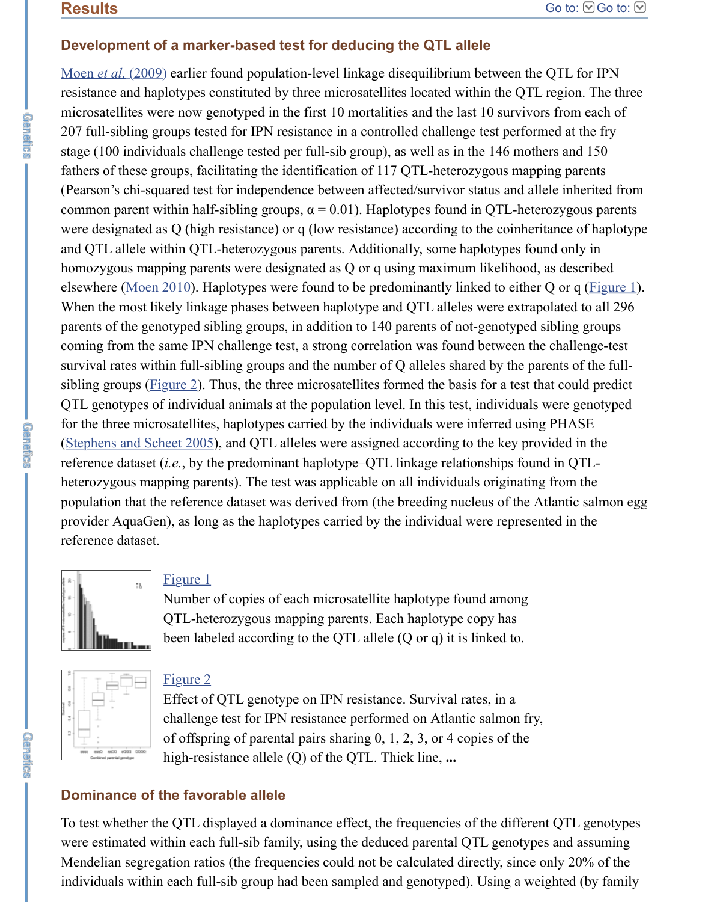## Results

### Development of a marker-based test for deducing the QTL allele

Moen *et al.* (2009) earlier found population-level linkage disequilibrium between the QTL for IPN resistance and haplotypes constituted by three microsatellites located within the QTL region. The three microsatellites were now genotyped in the first 10 mortalities and the last 10 survivors from each of 207 full-sibling groups tested for IPN resistance in a controlled challenge test performed at the fry stage (100 individuals challenge tested per full-sib group), as well as in the 146 mothers and 150 fathers of these groups, facilitating the identification of 117 QTL-heterozygous mapping parents (Pearson's chi-squared test for independence between affected/survivor status and allele inherited from common parent within half-sibling groups, $\alpha = 0.01$). Haplotypes found in QTL-heterozygous parents were designated as Q (high resistance) or q (low resistance) according to the coinheritance of haplotype and QTL allele within QTL-heterozygous parents. Additionally, some haplotypes found only in homozygous mapping parents were designated as Q or q using maximum likelihood, as described elsewhere (Moen 2010). Haplotypes were found to be predominantly linked to either Q or q (Figure 1). When the most likely linkage phases between haplotype and QTL alleles were extrapolated to all 296 parents of the genotyped sibling groups, in addition to 140 parents of not-genotyped sibling groups coming from the same IPN challenge test, a strong correlation was found between the challenge-test survival rates within full-sibling groups and the number of Q alleles shared by the parents of the full-sibling groups (Figure 2). Thus, the three microsatellites formed the basis for a test that could predict QTL genotypes of individual animals at the population level. In this test, individuals were genotyped for the three microsatellites, haplotypes carried by the individuals were inferred using PHASE (Stephens and Scheet 2005), and QTL alleles were assigned according to the key provided in the reference dataset (*i.e.*, by the predominant haplotype–QTL linkage relationships found in QTL-heterozygous mapping parents). The test was applicable on all individuals originating from the population that the reference dataset was derived from (the breeding nucleus of the Atlantic salmon egg provider AquaGen), as long as the haplotypes carried by the individual were represented in the reference dataset.

Figure 1

Number of copies of each microsatellite haplotype found among QTL-heterozygous mapping parents. Each haplotype copy has been labeled according to the QTL allele (Q or q) it is linked to.

Figure 2

Effect of QTL genotype on IPN resistance. Survival rates, in a challenge test for IPN resistance performed on Atlantic salmon fry, of offspring of parental pairs sharing 0, 1, 2, 3, or 4 copies of the high-resistance allele (Q) of the QTL. Thick line, ...

### Dominance of the favorable allele

To test whether the QTL displayed a dominance effect, the frequencies of the different QTL genotypes were estimated within each full-sib family, using the deduced parental QTL genotypes and assuming Mendelian segregation ratios (the frequencies could not be calculated directly, since only 20% of the individuals within each full-sib group had been sampled and genotyped). Using a weighted (by family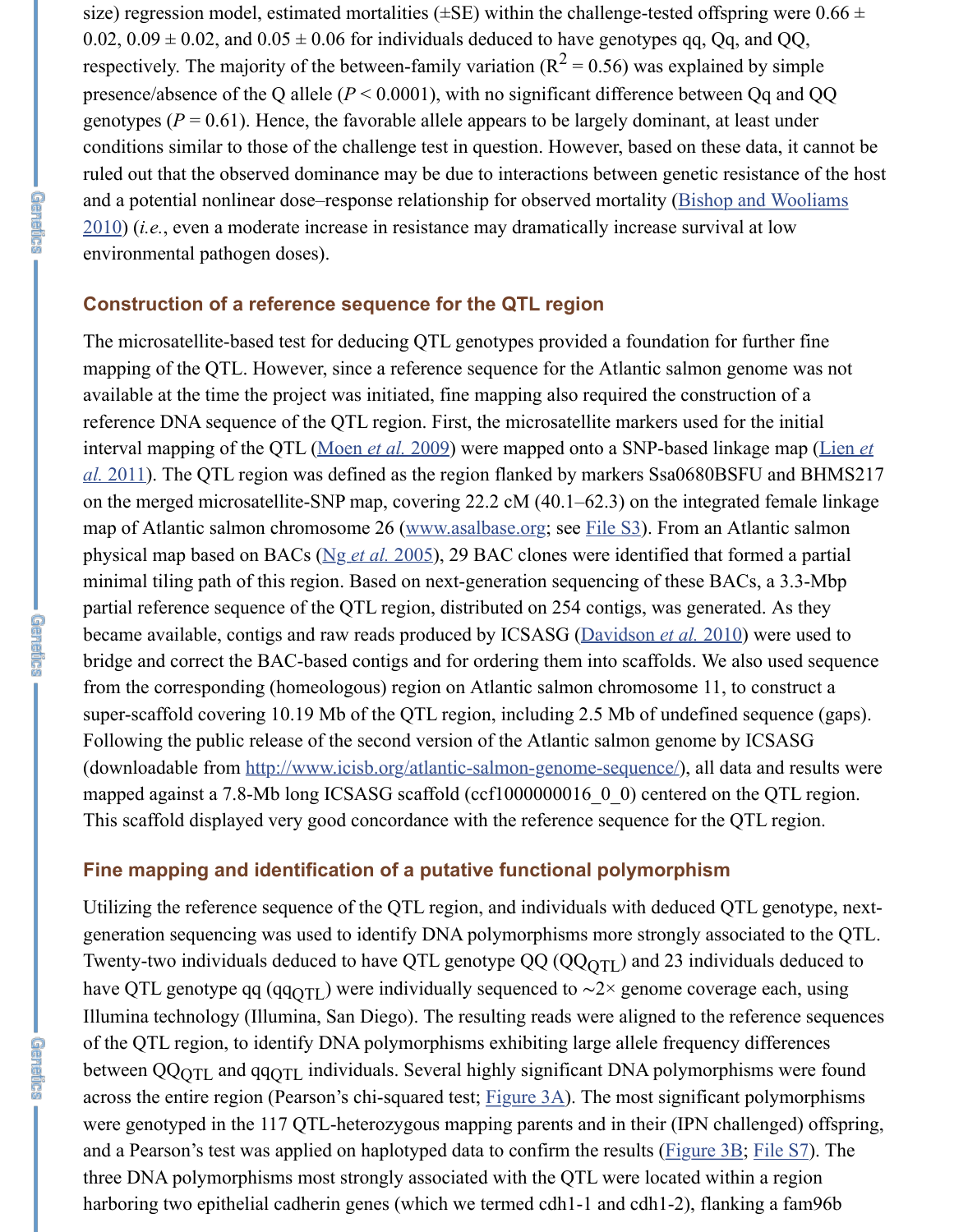size) regression model, estimated mortalities (±SE) within the challenge-tested offspring were 0.66 ± 0.02, 0.09 ± 0.02, and 0.05 ± 0.06 for individuals deduced to have genotypes qq, Qq, and QQ, respectively. The majority of the between-family variation ($R^2 = 0.56$) was explained by simple presence/absence of the Q allele ($P < 0.0001$), with no significant difference between Qq and QQ genotypes ($P = 0.61$). Hence, the favorable allele appears to be largely dominant, at least under conditions similar to those of the challenge test in question. However, based on these data, it cannot be ruled out that the observed dominance may be due to interactions between genetic resistance of the host and a potential nonlinear dose–response relationship for observed mortality (Bishop and Wooliams 2010) (*i.e.*, even a moderate increase in resistance may dramatically increase survival at low environmental pathogen doses).

## Construction of a reference sequence for the QTL region

The microsatellite-based test for deducing QTL genotypes provided a foundation for further fine mapping of the QTL. However, since a reference sequence for the Atlantic salmon genome was not available at the time the project was initiated, fine mapping also required the construction of a reference DNA sequence of the QTL region. First, the microsatellite markers used for the initial interval mapping of the QTL (Moen *et al.* 2009) were mapped onto a SNP-based linkage map (Lien *et al.* 2011). The QTL region was defined as the region flanked by markers Ssa0680BSFU and BHMS217 on the merged microsatellite-SNP map, covering 22.2 cM (40.1–62.3) on the integrated female linkage map of Atlantic salmon chromosome 26 (www.asalbase.org; see File S3). From an Atlantic salmon physical map based on BACs (Ng *et al.* 2005), 29 BAC clones were identified that formed a partial minimal tiling path of this region. Based on next-generation sequencing of these BACs, a 3.3-Mbp partial reference sequence of the QTL region, distributed on 254 contigs, was generated. As they became available, contigs and raw reads produced by ICSASG (Davidson *et al.* 2010) were used to bridge and correct the BAC-based contigs and for ordering them into scaffolds. We also used sequence from the corresponding (homeologous) region on Atlantic salmon chromosome 11, to construct a super-scaffold covering 10.19 Mb of the QTL region, including 2.5 Mb of undefined sequence (gaps). Following the public release of the second version of the Atlantic salmon genome by ICSASG (downloadable from http://www.icisb.org/atlantic-salmon-genome-sequence/), all data and results were mapped against a 7.8-Mb long ICSASG scaffold (ccf1000000016_0_0) centered on the QTL region. This scaffold displayed very good concordance with the reference sequence for the QTL region.

## Fine mapping and identification of a putative functional polymorphism

Utilizing the reference sequence of the QTL region, and individuals with deduced QTL genotype, next-generation sequencing was used to identify DNA polymorphisms more strongly associated to the QTL. Twenty-two individuals deduced to have QTL genotype QQ ($QQ_{QTL}$) and 23 individuals deduced to have QTL genotype qq ($qq_{QTL}$) were individually sequenced to ~2× genome coverage each, using Illumina technology (Illumina, San Diego). The resulting reads were aligned to the reference sequences of the QTL region, to identify DNA polymorphisms exhibiting large allele frequency differences between $QQ_{QTL}$ and $qq_{QTL}$ individuals. Several highly significant DNA polymorphisms were found across the entire region (Pearson's chi-squared test; Figure 3A). The most significant polymorphisms were genotyped in the 117 QTL-heterozygous mapping parents and in their (IPN challenged) offspring, and a Pearson's test was applied on haplotyped data to confirm the results (Figure 3B; File S7). The three DNA polymorphisms most strongly associated with the QTL were located within a region harboring two epithelial cadherin genes (which we termed cdh1-1 and cdh1-2), flanking a fam96b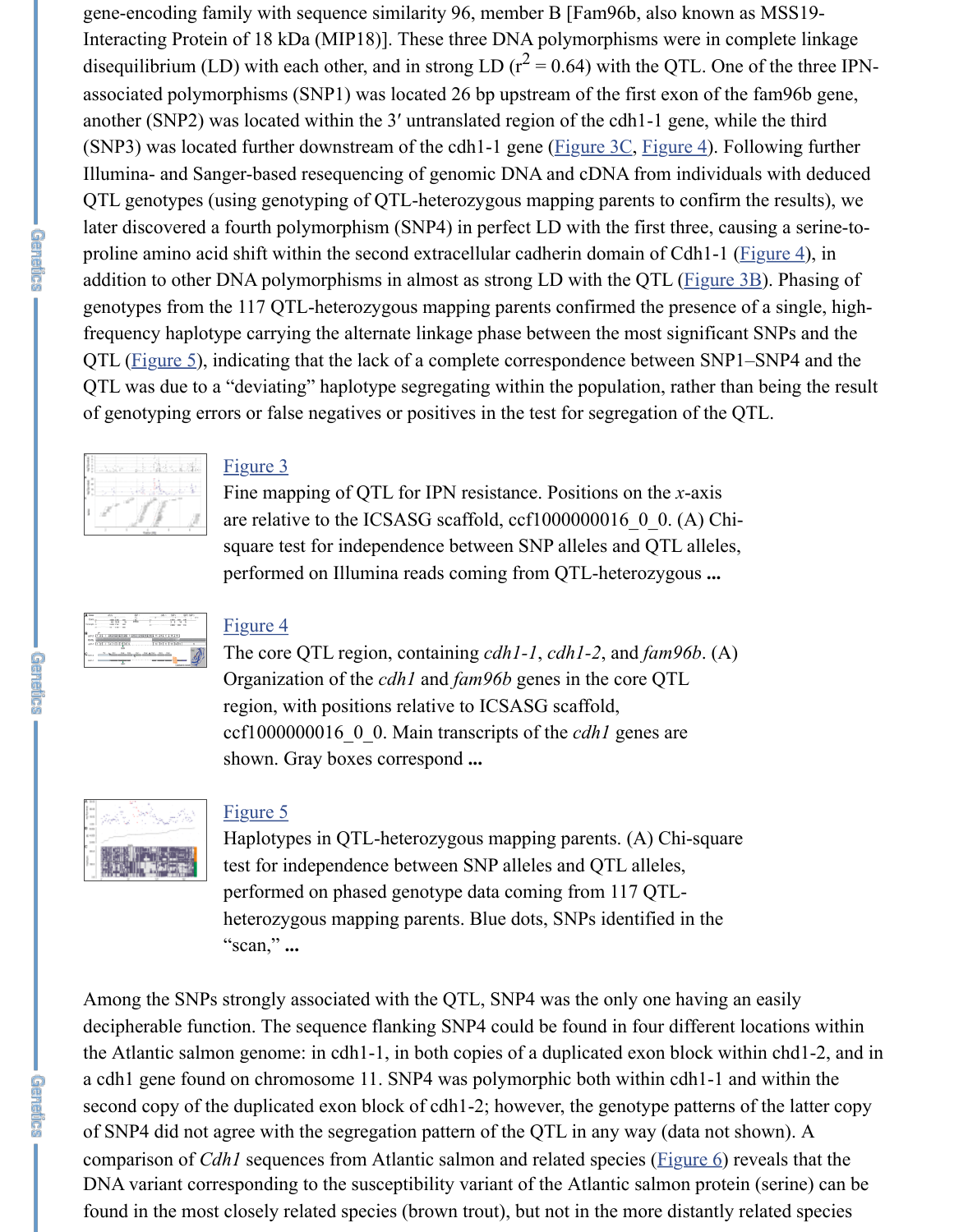gene-encoding family with sequence similarity 96, member B [Fam96b, also known as MSS19-Interacting Protein of 18 kDa (MIP18)]. These three DNA polymorphisms were in complete linkage disequilibrium (LD) with each other, and in strong LD ($r^2 = 0.64$) with the QTL. One of the three IPN-associated polymorphisms (SNP1) was located 26 bp upstream of the first exon of the fam96b gene, another (SNP2) was located within the 3′ untranslated region of the cdh1-1 gene, while the third (SNP3) was located further downstream of the cdh1-1 gene (Figure 3C, Figure 4). Following further Illumina- and Sanger-based resequencing of genomic DNA and cDNA from individuals with deduced QTL genotypes (using genotyping of QTL-heterozygous mapping parents to confirm the results), we later discovered a fourth polymorphism (SNP4) in perfect LD with the first three, causing a serine-to-proline amino acid shift within the second extracellular cadherin domain of Cdh1-1 (Figure 4), in addition to other DNA polymorphisms in almost as strong LD with the QTL (Figure 3B). Phasing of genotypes from the 117 QTL-heterozygous mapping parents confirmed the presence of a single, high-frequency haplotype carrying the alternate linkage phase between the most significant SNPs and the QTL (Figure 5), indicating that the lack of a complete correspondence between SNP1–SNP4 and the QTL was due to a "deviating" haplotype segregating within the population, rather than being the result of genotyping errors or false negatives or positives in the test for segregation of the QTL.

Figure 3

Fine mapping of QTL for IPN resistance. Positions on the *x*-axis are relative to the ICSASG scaffold, ccf1000000016_0_0. (A) Chi-square test for independence between SNP alleles and QTL alleles, performed on Illumina reads coming from QTL-heterozygous ...

Figure 4

The core QTL region, containing *cdh1-1*, *cdh1-2*, and *fam96b*. (A) Organization of the *cdh1* and *fam96b* genes in the core QTL region, with positions relative to ICSASG scaffold, ccf1000000016_0_0. Main transcripts of the *cdh1* genes are shown. Gray boxes correspond ...

Figure 5

Haplotypes in QTL-heterozygous mapping parents. (A) Chi-square test for independence between SNP alleles and QTL alleles, performed on phased genotype data coming from 117 QTL-heterozygous mapping parents. Blue dots, SNPs identified in the "scan," ...

Among the SNPs strongly associated with the QTL, SNP4 was the only one having an easily decipherable function. The sequence flanking SNP4 could be found in four different locations within the Atlantic salmon genome: in cdh1-1, in both copies of a duplicated exon block within chd1-2, and in a cdh1 gene found on chromosome 11. SNP4 was polymorphic both within cdh1-1 and within the second copy of the duplicated exon block of cdh1-2; however, the genotype patterns of the latter copy of SNP4 did not agree with the segregation pattern of the QTL in any way (data not shown). A comparison of *Cdh1* sequences from Atlantic salmon and related species (Figure 6) reveals that the DNA variant corresponding to the susceptibility variant of the Atlantic salmon protein (serine) can be found in the most closely related species (brown trout), but not in the more distantly related species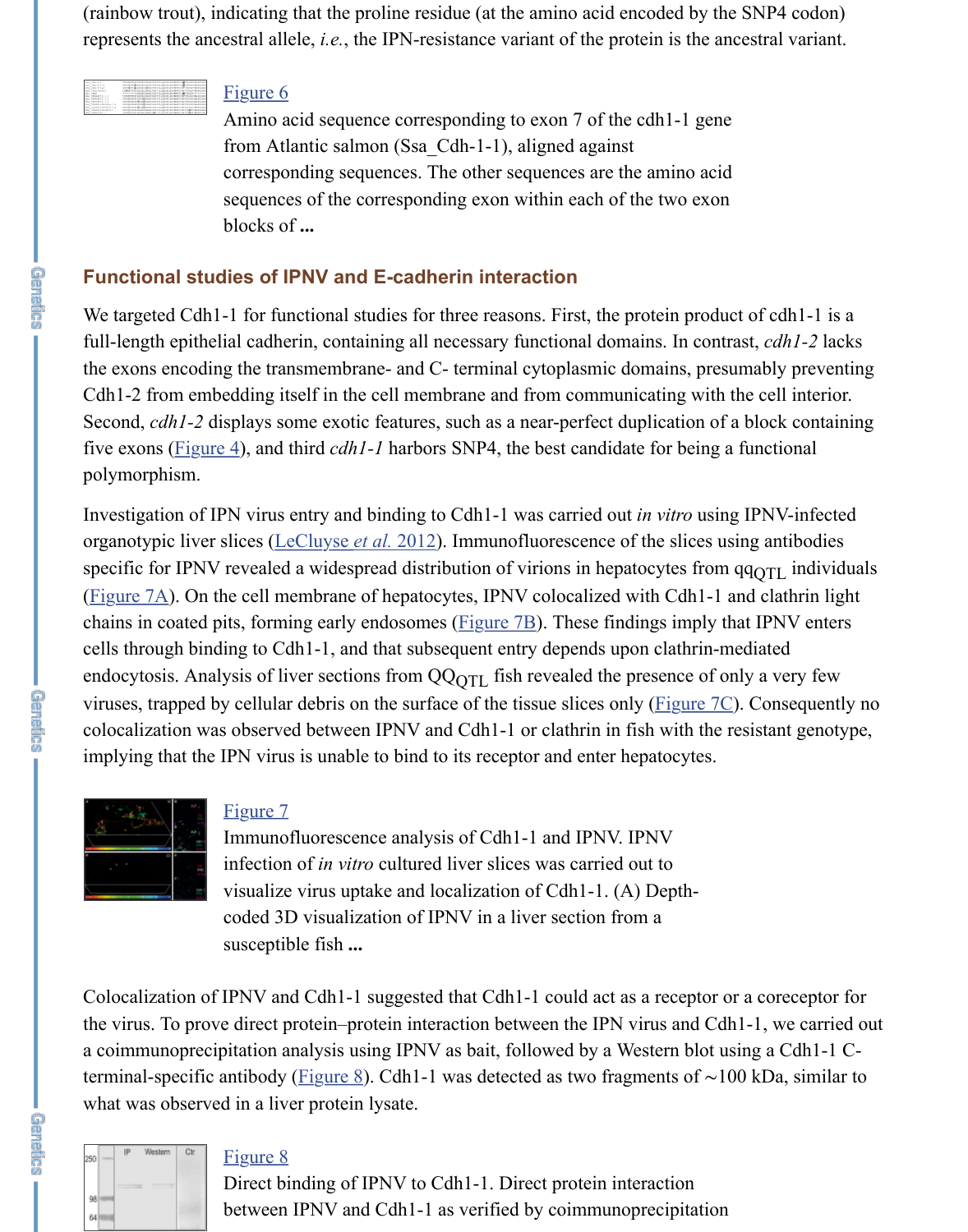(rainbow trout), indicating that the proline residue (at the amino acid encoded by the SNP4 codon) represents the ancestral allele, *i.e.*, the IPN-resistance variant of the protein is the ancestral variant.

Figure 6

Amino acid sequence corresponding to exon 7 of the cdh1-1 gene from Atlantic salmon (Ssa_Cdh-1-1), aligned against corresponding sequences. The other sequences are the amino acid sequences of the corresponding exon within each of the two exon blocks of **...**

## Functional studies of IPNV and E-cadherin interaction

We targeted Cdh1-1 for functional studies for three reasons. First, the protein product of cdh1-1 is a full-length epithelial cadherin, containing all necessary functional domains. In contrast, *cdh1-2* lacks the exons encoding the transmembrane- and C- terminal cytoplasmic domains, presumably preventing Cdh1-2 from embedding itself in the cell membrane and from communicating with the cell interior. Second, *cdh1-2* displays some exotic features, such as a near-perfect duplication of a block containing five exons (Figure 4), and third *cdh1-1* harbors SNP4, the best candidate for being a functional polymorphism.

Investigation of IPN virus entry and binding to Cdh1-1 was carried out *in vitro* using IPNV-infected organotypic liver slices (LeCluyse *et al.* 2012). Immunofluorescence of the slices using antibodies specific for IPNV revealed a widespread distribution of virions in hepatocytes from $qq_{QTL}$ individuals (Figure 7A). On the cell membrane of hepatocytes, IPNV colocalized with Cdh1-1 and clathrin light chains in coated pits, forming early endosomes (Figure 7B). These findings imply that IPNV enters cells through binding to Cdh1-1, and that subsequent entry depends upon clathrin-mediated endocytosis. Analysis of liver sections from $QQ_{QTL}$ fish revealed the presence of only a very few viruses, trapped by cellular debris on the surface of the tissue slices only (Figure 7C). Consequently no colocalization was observed between IPNV and Cdh1-1 or clathrin in fish with the resistant genotype, implying that the IPN virus is unable to bind to its receptor and enter hepatocytes.

Figure 7

Immunofluorescence analysis of Cdh1-1 and IPNV. IPNV infection of *in vitro* cultured liver slices was carried out to visualize virus uptake and localization of Cdh1-1. (A) Depth-coded 3D visualization of IPNV in a liver section from a susceptible fish **...**

Colocalization of IPNV and Cdh1-1 suggested that Cdh1-1 could act as a receptor or a coreceptor for the virus. To prove direct protein–protein interaction between the IPN virus and Cdh1-1, we carried out a coimmunoprecipitation analysis using IPNV as bait, followed by a Western blot using a Cdh1-1 C-terminal-specific antibody (Figure 8). Cdh1-1 was detected as two fragments of ∼100 kDa, similar to what was observed in a liver protein lysate.

Figure 8

Direct binding of IPNV to Cdh1-1. Direct protein interaction between IPNV and Cdh1-1 as verified by coimmunoprecipitation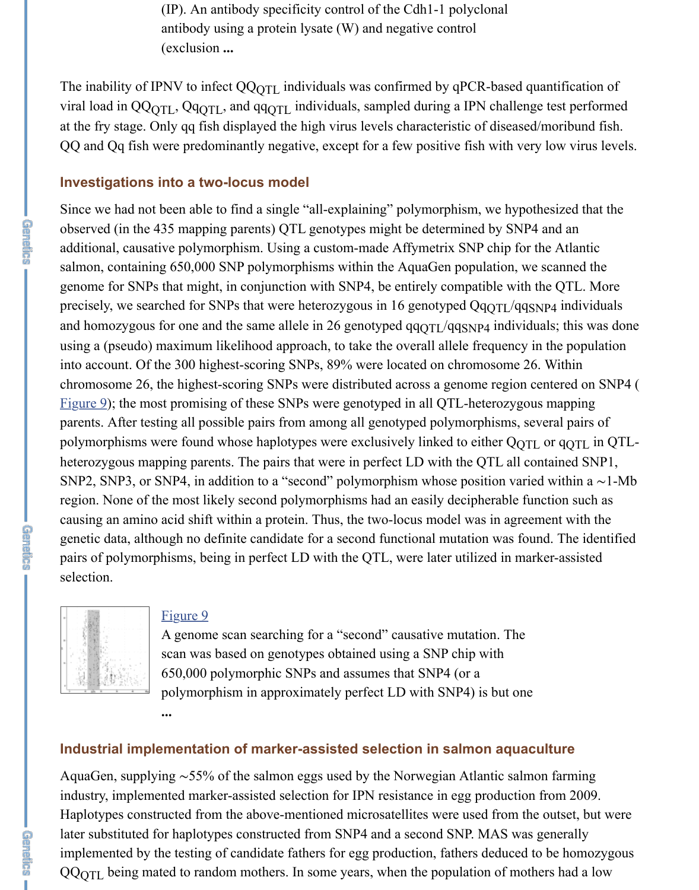(IP). An antibody specificity control of the Cdh1-1 polyclonal antibody using a protein lysate (W) and negative control (exclusion ...

The inability of IPNV to infect $QQ_{QTL}$ individuals was confirmed by qPCR-based quantification of viral load in $QQ_{QTL}$, $Qq_{QTL}$, and $qq_{QTL}$ individuals, sampled during a IPN challenge test performed at the fry stage. Only qq fish displayed the high virus levels characteristic of diseased/moribund fish. QQ and Qq fish were predominantly negative, except for a few positive fish with very low virus levels.

## Investigations into a two-locus model

Since we had not been able to find a single "all-explaining" polymorphism, we hypothesized that the observed (in the 435 mapping parents) QTL genotypes might be determined by SNP4 and an additional, causative polymorphism. Using a custom-made Affymetrix SNP chip for the Atlantic salmon, containing 650,000 SNP polymorphisms within the AquaGen population, we scanned the genome for SNPs that might, in conjunction with SNP4, be entirely compatible with the QTL. More precisely, we searched for SNPs that were heterozygous in 16 genotyped $Qq_{QTL}/qq_{SNP4}$ individuals and homozygous for one and the same allele in 26 genotyped $qq_{QTL}/qq_{SNP4}$ individuals; this was done using a (pseudo) maximum likelihood approach, to take the overall allele frequency in the population into account. Of the 300 highest-scoring SNPs, 89% were located on chromosome 26. Within chromosome 26, the highest-scoring SNPs were distributed across a genome region centered on SNP4 (Figure 9); the most promising of these SNPs were genotyped in all QTL-heterozygous mapping parents. After testing all possible pairs from among all genotyped polymorphisms, several pairs of polymorphisms were found whose haplotypes were exclusively linked to either $Q_{QTL}$ or $q_{QTL}$ in QTL-heterozygous mapping parents. The pairs that were in perfect LD with the QTL all contained SNP1, SNP2, SNP3, or SNP4, in addition to a "second" polymorphism whose position varied within a ∼1-Mb region. None of the most likely second polymorphisms had an easily decipherable function such as causing an amino acid shift within a protein. Thus, the two-locus model was in agreement with the genetic data, although no definite candidate for a second functional mutation was found. The identified pairs of polymorphisms, being in perfect LD with the QTL, were later utilized in marker-assisted selection.

Figure 9

A genome scan searching for a "second" causative mutation. The scan was based on genotypes obtained using a SNP chip with 650,000 polymorphic SNPs and assumes that SNP4 (or a polymorphism in approximately perfect LD with SNP4) is but one ...

## Industrial implementation of marker-assisted selection in salmon aquaculture

AquaGen, supplying ∼55% of the salmon eggs used by the Norwegian Atlantic salmon farming industry, implemented marker-assisted selection for IPN resistance in egg production from 2009. Haplotypes constructed from the above-mentioned microsatellites were used from the outset, but were later substituted for haplotypes constructed from SNP4 and a second SNP. MAS was generally implemented by the testing of candidate fathers for egg production, fathers deduced to be homozygous $QQ_{QTL}$ being mated to random mothers. In some years, when the population of mothers had a low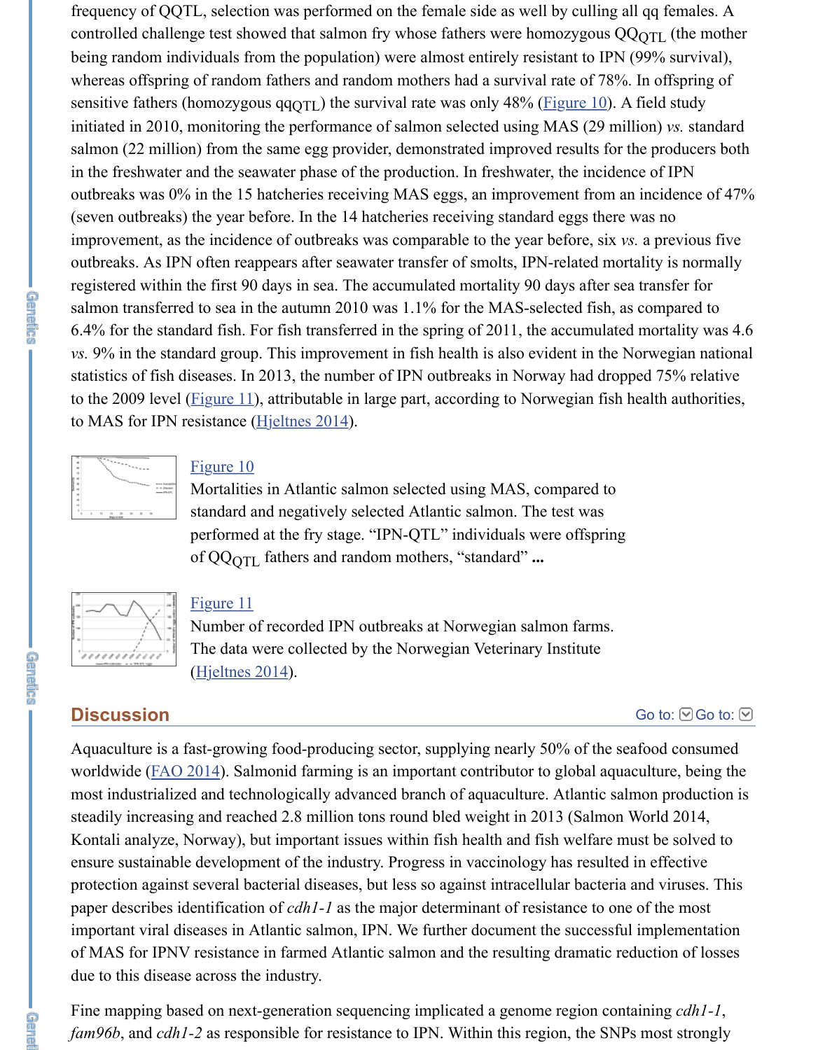frequency of QQTL, selection was performed on the female side as well by culling all qq females. A controlled challenge test showed that salmon fry whose fathers were homozygous $QQ_{QTL}$ (the mother being random individuals from the population) were almost entirely resistant to IPN (99% survival), whereas offspring of random fathers and random mothers had a survival rate of 78%. In offspring of sensitive fathers (homozygous $qq_{QTL}$) the survival rate was only 48% (Figure 10). A field study initiated in 2010, monitoring the performance of salmon selected using MAS (29 million) *vs.* standard salmon (22 million) from the same egg provider, demonstrated improved results for the producers both in the freshwater and the seawater phase of the production. In freshwater, the incidence of IPN outbreaks was 0% in the 15 hatcheries receiving MAS eggs, an improvement from an incidence of 47% (seven outbreaks) the year before. In the 14 hatcheries receiving standard eggs there was no improvement, as the incidence of outbreaks was comparable to the year before, six *vs.* a previous five outbreaks. As IPN often reappears after seawater transfer of smolts, IPN-related mortality is normally registered within the first 90 days in sea. The accumulated mortality 90 days after sea transfer for salmon transferred to sea in the autumn 2010 was 1.1% for the MAS-selected fish, as compared to 6.4% for the standard fish. For fish transferred in the spring of 2011, the accumulated mortality was 4.6 *vs.* 9% in the standard group. This improvement in fish health is also evident in the Norwegian national statistics of fish diseases. In 2013, the number of IPN outbreaks in Norway had dropped 75% relative to the 2009 level (Figure 11), attributable in large part, according to Norwegian fish health authorities, to MAS for IPN resistance (Hjeltnes 2014).

Figure 10
Mortalities in Atlantic salmon selected using MAS, compared to standard and negatively selected Atlantic salmon. The test was performed at the fry stage. "IPN-QTL" individuals were offspring of $QQ_{QTL}$ fathers and random mothers, "standard" ...

Figure 11
Number of recorded IPN outbreaks at Norwegian salmon farms. The data were collected by the Norwegian Veterinary Institute (Hjeltnes 2014).

## Discussion

Aquaculture is a fast-growing food-producing sector, supplying nearly 50% of the seafood consumed worldwide (FAO 2014). Salmonid farming is an important contributor to global aquaculture, being the most industrialized and technologically advanced branch of aquaculture. Atlantic salmon production is steadily increasing and reached 2.8 million tons round bled weight in 2013 (Salmon World 2014, Kontali analyze, Norway), but important issues within fish health and fish welfare must be solved to ensure sustainable development of the industry. Progress in vaccinology has resulted in effective protection against several bacterial diseases, but less so against intracellular bacteria and viruses. This paper describes identification of *cdh1-1* as the major determinant of resistance to one of the most important viral diseases in Atlantic salmon, IPN. We further document the successful implementation of MAS for IPNV resistance in farmed Atlantic salmon and the resulting dramatic reduction of losses due to this disease across the industry.

Fine mapping based on next-generation sequencing implicated a genome region containing *cdh1-1*, *fam96b*, and *cdh1-2* as responsible for resistance to IPN. Within this region, the SNPs most strongly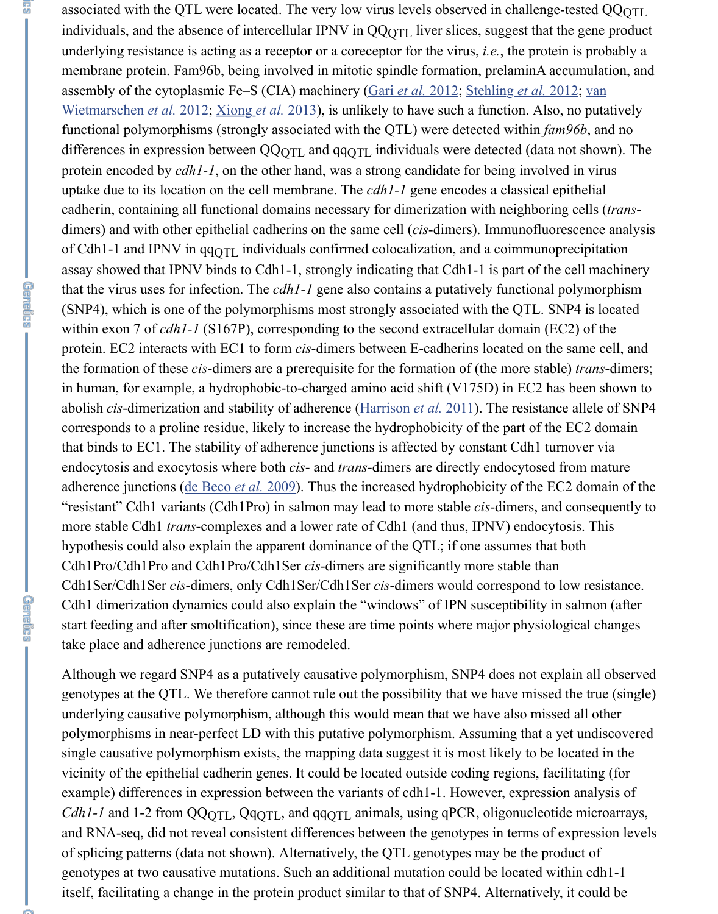associated with the QTL were located. The very low virus levels observed in challenge-tested $QQ_{QTL}$ individuals, and the absence of intercellular IPNV in $QQ_{QTL}$ liver slices, suggest that the gene product underlying resistance is acting as a receptor or a coreceptor for the virus, *i.e.*, the protein is probably a membrane protein. Fam96b, being involved in mitotic spindle formation, prelaminA accumulation, and assembly of the cytoplasmic Fe–S (CIA) machinery (Gari *et al.* 2012; Stehling *et al.* 2012; van Wietmarschen *et al.* 2012; Xiong *et al.* 2013), is unlikely to have such a function. Also, no putatively functional polymorphisms (strongly associated with the QTL) were detected within *fam96b*, and no differences in expression between $QQ_{QTL}$ and $qq_{QTL}$ individuals were detected (data not shown). The protein encoded by *cdh1-1*, on the other hand, was a strong candidate for being involved in virus uptake due to its location on the cell membrane. The *cdh1-1* gene encodes a classical epithelial cadherin, containing all functional domains necessary for dimerization with neighboring cells (*trans*-dimers) and with other epithelial cadherins on the same cell (*cis*-dimers). Immunofluorescence analysis of Cdh1-1 and IPNV in $qq_{QTL}$ individuals confirmed colocalization, and a coimmunoprecipitation assay showed that IPNV binds to Cdh1-1, strongly indicating that Cdh1-1 is part of the cell machinery that the virus uses for infection. The *cdh1-1* gene also contains a putatively functional polymorphism (SNP4), which is one of the polymorphisms most strongly associated with the QTL. SNP4 is located within exon 7 of *cdh1-1* (S167P), corresponding to the second extracellular domain (EC2) of the protein. EC2 interacts with EC1 to form *cis*-dimers between E-cadherins located on the same cell, and the formation of these *cis*-dimers are a prerequisite for the formation of (the more stable) *trans*-dimers; in human, for example, a hydrophobic-to-charged amino acid shift (V175D) in EC2 has been shown to abolish *cis*-dimerization and stability of adherence (Harrison *et al.* 2011). The resistance allele of SNP4 corresponds to a proline residue, likely to increase the hydrophobicity of the part of the EC2 domain that binds to EC1. The stability of adherence junctions is affected by constant Cdh1 turnover via endocytosis and exocytosis where both *cis*- and *trans*-dimers are directly endocytosed from mature adherence junctions (de Beco *et al.* 2009). Thus the increased hydrophobicity of the EC2 domain of the "resistant" Cdh1 variants (Cdh1Pro) in salmon may lead to more stable *cis*-dimers, and consequently to more stable Cdh1 *trans*-complexes and a lower rate of Cdh1 (and thus, IPNV) endocytosis. This hypothesis could also explain the apparent dominance of the QTL; if one assumes that both Cdh1Pro/Cdh1Pro and Cdh1Pro/Cdh1Ser *cis*-dimers are significantly more stable than Cdh1Ser/Cdh1Ser *cis*-dimers, only Cdh1Ser/Cdh1Ser *cis*-dimers would correspond to low resistance. Cdh1 dimerization dynamics could also explain the "windows" of IPN susceptibility in salmon (after start feeding and after smoltification), since these are time points where major physiological changes take place and adherence junctions are remodeled.

Although we regard SNP4 as a putatively causative polymorphism, SNP4 does not explain all observed genotypes at the QTL. We therefore cannot rule out the possibility that we have missed the true (single) underlying causative polymorphism, although this would mean that we have also missed all other polymorphisms in near-perfect LD with this putative polymorphism. Assuming that a yet undiscovered single causative polymorphism exists, the mapping data suggest it is most likely to be located in the vicinity of the epithelial cadherin genes. It could be located outside coding regions, facilitating (for example) differences in expression between the variants of cdh1-1. However, expression analysis of *Cdh1-1* and 1-2 from $QQ_{QTL}$, $Qq_{QTL}$, and $qq_{QTL}$ animals, using qPCR, oligonucleotide microarrays, and RNA-seq, did not reveal consistent differences between the genotypes in terms of expression levels of splicing patterns (data not shown). Alternatively, the QTL genotypes may be the product of genotypes at two causative mutations. Such an additional mutation could be located within cdh1-1 itself, facilitating a change in the protein product similar to that of SNP4. Alternatively, it could be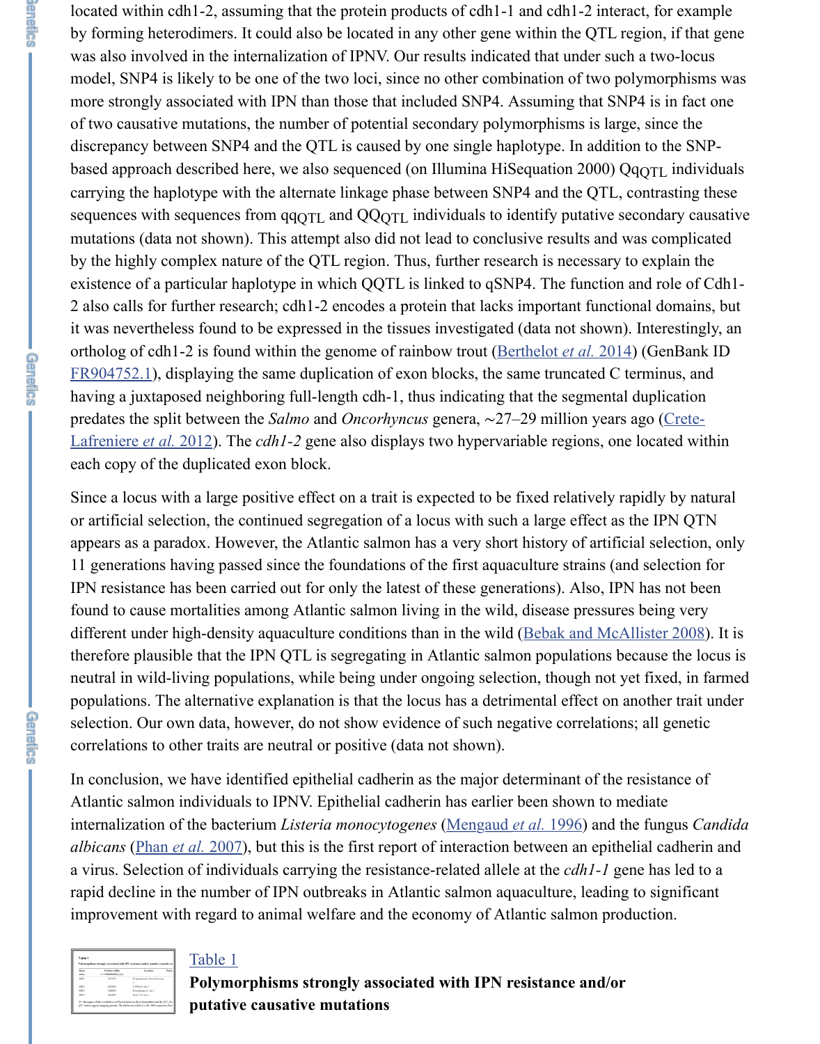located within cdh1-2, assuming that the protein products of cdh1-1 and cdh1-2 interact, for example by forming heterodimers. It could also be located in any other gene within the QTL region, if that gene was also involved in the internalization of IPNV. Our results indicated that under such a two-locus model, SNP4 is likely to be one of the two loci, since no other combination of two polymorphisms was more strongly associated with IPN than those that included SNP4. Assuming that SNP4 is in fact one of two causative mutations, the number of potential secondary polymorphisms is large, since the discrepancy between SNP4 and the QTL is caused by one single haplotype. In addition to the SNP-based approach described here, we also sequenced (on Illumina HiSequation 2000) $Qq_{QTL}$ individuals carrying the haplotype with the alternate linkage phase between SNP4 and the QTL, contrasting these sequences with sequences from $qq_{QTL}$ and $QQ_{QTL}$ individuals to identify putative secondary causative mutations (data not shown). This attempt also did not lead to conclusive results and was complicated by the highly complex nature of the QTL region. Thus, further research is necessary to explain the existence of a particular haplotype in which $Q_{QTL}$ is linked to $q_{SNP4}$. The function and role of Cdh1-2 also calls for further research; cdh1-2 encodes a protein that lacks important functional domains, but it was nevertheless found to be expressed in the tissues investigated (data not shown). Interestingly, an ortholog of cdh1-2 is found within the genome of rainbow trout (Berthelot *et al.* 2014) (GenBank ID FR904752.1), displaying the same duplication of exon blocks, the same truncated C terminus, and having a juxtaposed neighboring full-length cdh-1, thus indicating that the segmental duplication predates the split between the *Salmo* and *Oncorhyncus* genera, ∼27–29 million years ago (Crete-Lafreniere *et al.* 2012). The *cdh1-2* gene also displays two hypervariable regions, one located within each copy of the duplicated exon block.

Since a locus with a large positive effect on a trait is expected to be fixed relatively rapidly by natural or artificial selection, the continued segregation of a locus with such a large effect as the IPN QTN appears as a paradox. However, the Atlantic salmon has a very short history of artificial selection, only 11 generations having passed since the foundations of the first aquaculture strains (and selection for IPN resistance has been carried out for only the latest of these generations). Also, IPN has not been found to cause mortalities among Atlantic salmon living in the wild, disease pressures being very different under high-density aquaculture conditions than in the wild (Bebak and McAllister 2008). It is therefore plausible that the IPN QTL is segregating in Atlantic salmon populations because the locus is neutral in wild-living populations, while being under ongoing selection, though not yet fixed, in farmed populations. The alternative explanation is that the locus has a detrimental effect on another trait under selection. Our own data, however, do not show evidence of such negative correlations; all genetic correlations to other traits are neutral or positive (data not shown).

In conclusion, we have identified epithelial cadherin as the major determinant of the resistance of Atlantic salmon individuals to IPNV. Epithelial cadherin has earlier been shown to mediate internalization of the bacterium *Listeria monocytogenes* (Mengaud *et al.* 1996) and the fungus *Candida albicans* (Phan *et al.* 2007), but this is the first report of interaction between an epithelial cadherin and a virus. Selection of individuals carrying the resistance-related allele at the *cdh1-1* gene has led to a rapid decline in the number of IPN outbreaks in Atlantic salmon aquaculture, leading to significant improvement with regard to animal welfare and the economy of Atlantic salmon production.

Table 1

**Polymorphisms strongly associated with IPN resistance and/or putative causative mutations**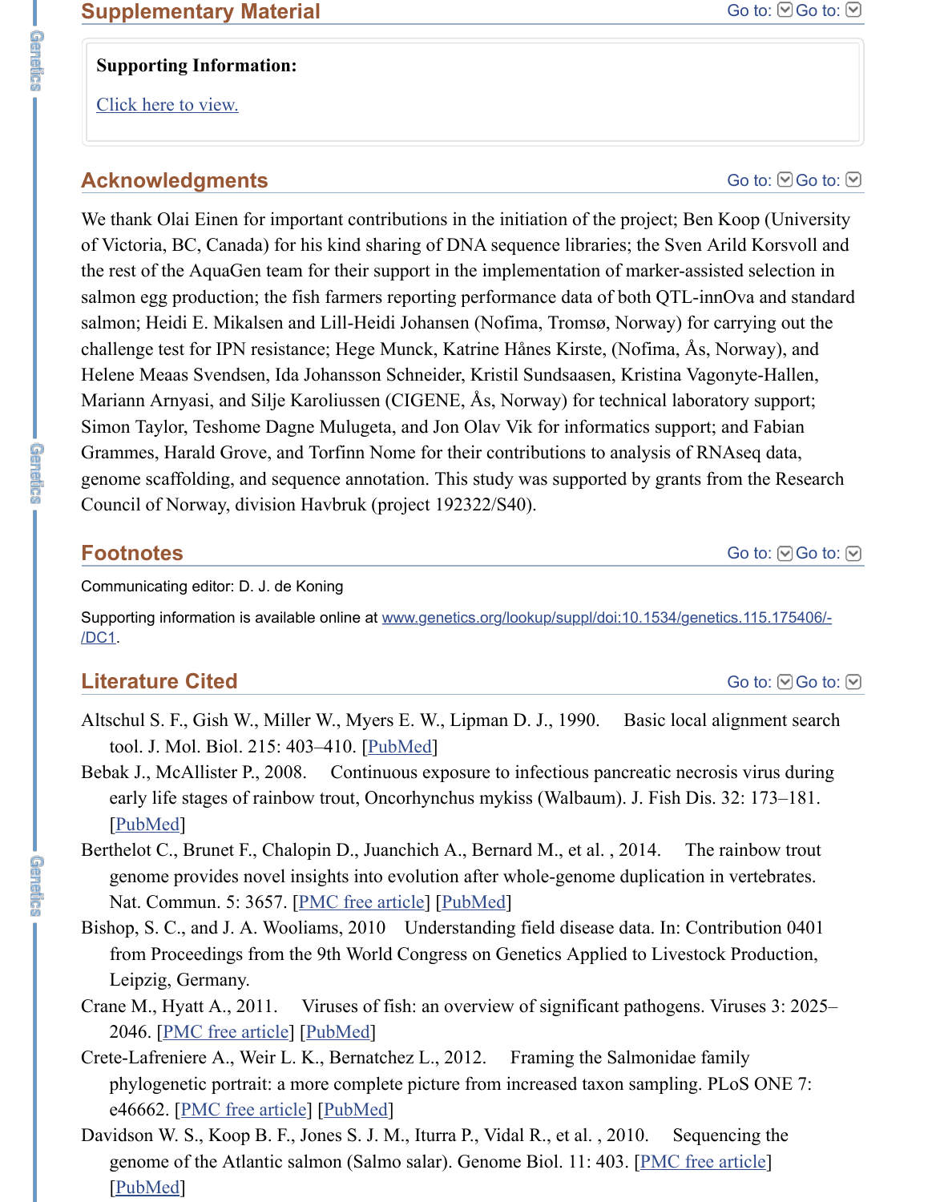## Supplementary Material

**Supporting Information:**

Click here to view.

## Acknowledgments

We thank Olai Einen for important contributions in the initiation of the project; Ben Koop (University of Victoria, BC, Canada) for his kind sharing of DNA sequence libraries; the Sven Arild Korsvoll and the rest of the AquaGen team for their support in the implementation of marker-assisted selection in salmon egg production; the fish farmers reporting performance data of both QTL-innOva and standard salmon; Heidi E. Mikalsen and Lill-Heidi Johansen (Nofima, Tromsø, Norway) for carrying out the challenge test for IPN resistance; Hege Munck, Katrine Hånes Kirste, (Nofima, Ås, Norway), and Helene Meaas Svendsen, Ida Johansson Schneider, Kristil Sundsaasen, Kristina Vagonyte-Hallen, Mariann Arnyasi, and Silje Karoliussen (CIGENE, Ås, Norway) for technical laboratory support; Simon Taylor, Teshome Dagne Mulugeta, and Jon Olav Vik for informatics support; and Fabian Grammes, Harald Grove, and Torfinn Nome for their contributions to analysis of RNAseq data, genome scaffolding, and sequence annotation. This study was supported by grants from the Research Council of Norway, division Havbruk (project 192322/S40).

## Footnotes

Communicating editor: D. J. de Koning

Supporting information is available online at www.genetics.org/lookup/suppl/doi:10.1534/genetics.115.175406/-/DC1.

## Literature Cited

Altschul S. F., Gish W., Miller W., Myers E. W., Lipman D. J., 1990. Basic local alignment search tool. J. Mol. Biol. 215: 403–410. [PubMed]

Bebak J., McAllister P., 2008. Continuous exposure to infectious pancreatic necrosis virus during early life stages of rainbow trout, Oncorhynchus mykiss (Walbaum). J. Fish Dis. 32: 173–181. [PubMed]

Berthelot C., Brunet F., Chalopin D., Juanchich A., Bernard M., et al. , 2014. The rainbow trout genome provides novel insights into evolution after whole-genome duplication in vertebrates. Nat. Commun. 5: 3657. [PMC free article] [PubMed]

Bishop, S. C., and J. A. Wooliams, 2010 Understanding field disease data. In: Contribution 0401 from Proceedings from the 9th World Congress on Genetics Applied to Livestock Production, Leipzig, Germany.

Crane M., Hyatt A., 2011. Viruses of fish: an overview of significant pathogens. Viruses 3: 2025–2046. [PMC free article] [PubMed]

Crete-Lafreniere A., Weir L. K., Bernatchez L., 2012. Framing the Salmonidae family phylogenetic portrait: a more complete picture from increased taxon sampling. PLoS ONE 7: e46662. [PMC free article] [PubMed]

Davidson W. S., Koop B. F., Jones S. J. M., Iturra P., Vidal R., et al. , 2010. Sequencing the genome of the Atlantic salmon (Salmo salar). Genome Biol. 11: 403. [PMC free article] [PubMed]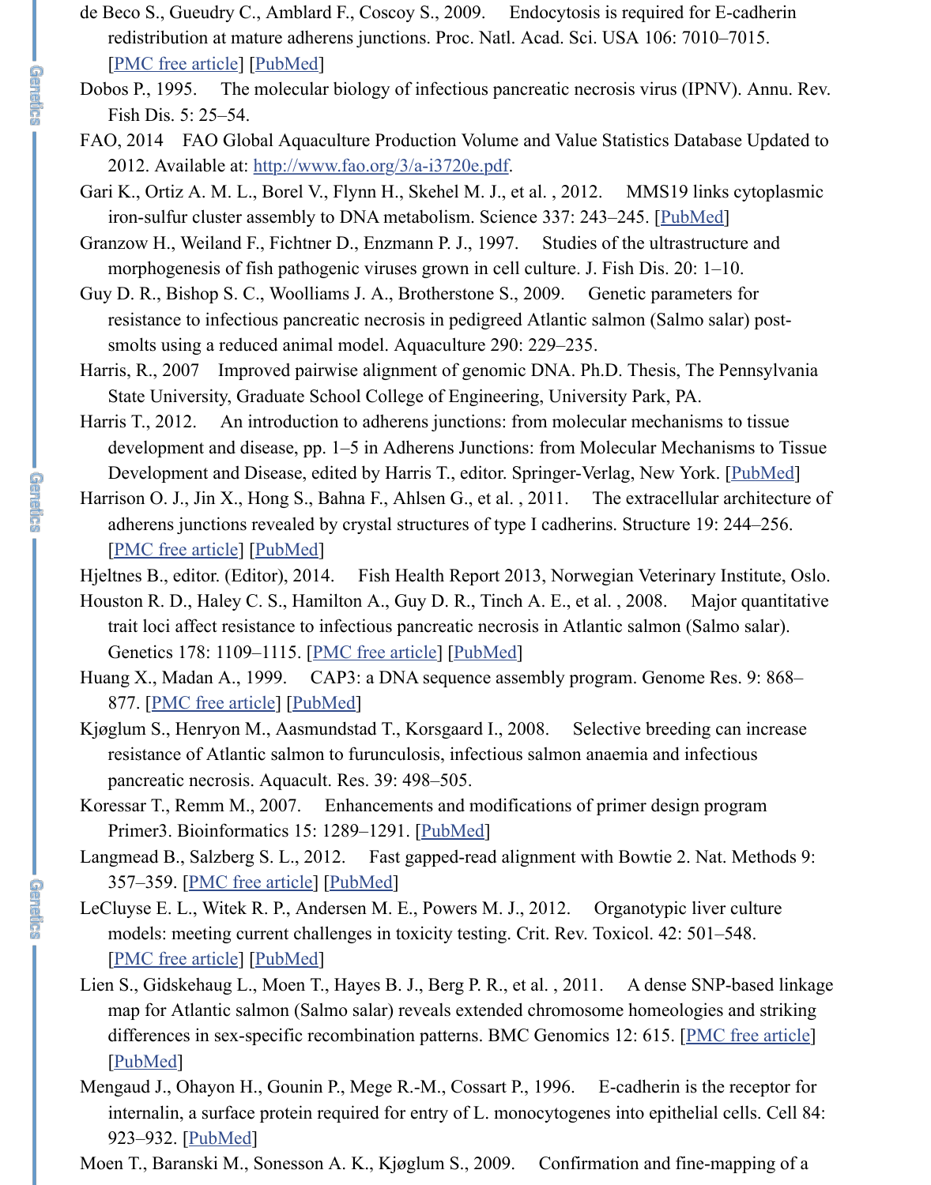de Beco S., Gueudry C., Amblard F., Coscoy S., 2009. Endocytosis is required for E-cadherin redistribution at mature adherens junctions. Proc. Natl. Acad. Sci. USA 106: 7010–7015. [PMC free article] [PubMed]

Dobos P., 1995. The molecular biology of infectious pancreatic necrosis virus (IPNV). Annu. Rev. Fish Dis. 5: 25–54.

FAO, 2014 FAO Global Aquaculture Production Volume and Value Statistics Database Updated to 2012. Available at: http://www.fao.org/3/a-i3720e.pdf.

Gari K., Ortiz A. M. L., Borel V., Flynn H., Skehel M. J., et al. , 2012. MMS19 links cytoplasmic iron-sulfur cluster assembly to DNA metabolism. Science 337: 243–245. [PubMed]

Granzow H., Weiland F., Fichtner D., Enzmann P. J., 1997. Studies of the ultrastructure and morphogenesis of fish pathogenic viruses grown in cell culture. J. Fish Dis. 20: 1–10.

Guy D. R., Bishop S. C., Woolliams J. A., Brotherstone S., 2009. Genetic parameters for resistance to infectious pancreatic necrosis in pedigreed Atlantic salmon (Salmo salar) post-smolts using a reduced animal model. Aquaculture 290: 229–235.

Harris, R., 2007 Improved pairwise alignment of genomic DNA. Ph.D. Thesis, The Pennsylvania State University, Graduate School College of Engineering, University Park, PA.

Harris T., 2012. An introduction to adherens junctions: from molecular mechanisms to tissue development and disease, pp. 1–5 in Adherens Junctions: from Molecular Mechanisms to Tissue Development and Disease, edited by Harris T., editor. Springer-Verlag, New York. [PubMed]

Harrison O. J., Jin X., Hong S., Bahna F., Ahlsen G., et al. , 2011. The extracellular architecture of adherens junctions revealed by crystal structures of type I cadherins. Structure 19: 244–256. [PMC free article] [PubMed]

Hjeltnes B., editor. (Editor), 2014. Fish Health Report 2013, Norwegian Veterinary Institute, Oslo.

Houston R. D., Haley C. S., Hamilton A., Guy D. R., Tinch A. E., et al. , 2008. Major quantitative trait loci affect resistance to infectious pancreatic necrosis in Atlantic salmon (Salmo salar). Genetics 178: 1109–1115. [PMC free article] [PubMed]

Huang X., Madan A., 1999. CAP3: a DNA sequence assembly program. Genome Res. 9: 868–877. [PMC free article] [PubMed]

Kjøglum S., Henryon M., Aasmundstad T., Korsgaard I., 2008. Selective breeding can increase resistance of Atlantic salmon to furunculosis, infectious salmon anaemia and infectious pancreatic necrosis. Aquacult. Res. 39: 498–505.

Koressar T., Remm M., 2007. Enhancements and modifications of primer design program Primer3. Bioinformatics 15: 1289–1291. [PubMed]

Langmead B., Salzberg S. L., 2012. Fast gapped-read alignment with Bowtie 2. Nat. Methods 9: 357–359. [PMC free article] [PubMed]

LeCluyse E. L., Witek R. P., Andersen M. E., Powers M. J., 2012. Organotypic liver culture models: meeting current challenges in toxicity testing. Crit. Rev. Toxicol. 42: 501–548. [PMC free article] [PubMed]

Lien S., Gidskehaug L., Moen T., Hayes B. J., Berg P. R., et al. , 2011. A dense SNP-based linkage map for Atlantic salmon (Salmo salar) reveals extended chromosome homeologies and striking differences in sex-specific recombination patterns. BMC Genomics 12: 615. [PMC free article] [PubMed]

Mengaud J., Ohayon H., Gounin P., Mege R.-M., Cossart P., 1996. E-cadherin is the receptor for internalin, a surface protein required for entry of L. monocytogenes into epithelial cells. Cell 84: 923–932. [PubMed]

Moen T., Baranski M., Sonesson A. K., Kjøglum S., 2009. Confirmation and fine-mapping of a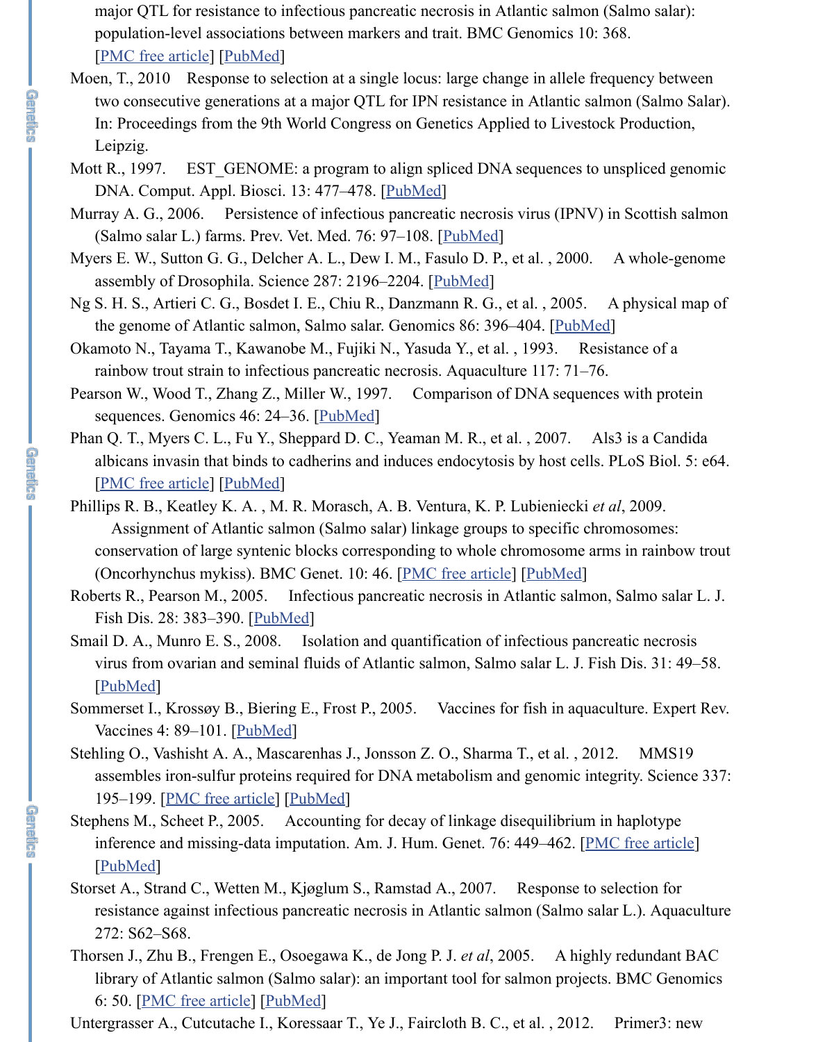major QTL for resistance to infectious pancreatic necrosis in Atlantic salmon (Salmo salar): population-level associations between markers and trait. BMC Genomics 10: 368. [PMC free article] [PubMed]

Moen, T., 2010 Response to selection at a single locus: large change in allele frequency between two consecutive generations at a major QTL for IPN resistance in Atlantic salmon (Salmo Salar). In: Proceedings from the 9th World Congress on Genetics Applied to Livestock Production, Leipzig.

Mott R., 1997. EST_GENOME: a program to align spliced DNA sequences to unspliced genomic DNA. Comput. Appl. Biosci. 13: 477–478. [PubMed]

Murray A. G., 2006. Persistence of infectious pancreatic necrosis virus (IPNV) in Scottish salmon (Salmo salar L.) farms. Prev. Vet. Med. 76: 97–108. [PubMed]

Myers E. W., Sutton G. G., Delcher A. L., Dew I. M., Fasulo D. P., et al. , 2000. A whole-genome assembly of Drosophila. Science 287: 2196–2204. [PubMed]

Ng S. H. S., Artieri C. G., Bosdet I. E., Chiu R., Danzmann R. G., et al. , 2005. A physical map of the genome of Atlantic salmon, Salmo salar. Genomics 86: 396–404. [PubMed]

Okamoto N., Tayama T., Kawanobe M., Fujiki N., Yasuda Y., et al. , 1993. Resistance of a rainbow trout strain to infectious pancreatic necrosis. Aquaculture 117: 71–76.

Pearson W., Wood T., Zhang Z., Miller W., 1997. Comparison of DNA sequences with protein sequences. Genomics 46: 24–36. [PubMed]

Phan Q. T., Myers C. L., Fu Y., Sheppard D. C., Yeaman M. R., et al. , 2007. Als3 is a Candida albicans invasin that binds to cadherins and induces endocytosis by host cells. PLoS Biol. 5: e64. [PMC free article] [PubMed]

Phillips R. B., Keatley K. A. , M. R. Morasch, A. B. Ventura, K. P. Lubieniecki *et al*, 2009. Assignment of Atlantic salmon (Salmo salar) linkage groups to specific chromosomes: conservation of large syntenic blocks corresponding to whole chromosome arms in rainbow trout (Oncorhynchus mykiss). BMC Genet. 10: 46. [PMC free article] [PubMed]

Roberts R., Pearson M., 2005. Infectious pancreatic necrosis in Atlantic salmon, Salmo salar L. J. Fish Dis. 28: 383–390. [PubMed]

Smail D. A., Munro E. S., 2008. Isolation and quantification of infectious pancreatic necrosis virus from ovarian and seminal fluids of Atlantic salmon, Salmo salar L. J. Fish Dis. 31: 49–58. [PubMed]

Sommerset I., Krossøy B., Biering E., Frost P., 2005. Vaccines for fish in aquaculture. Expert Rev. Vaccines 4: 89–101. [PubMed]

Stehling O., Vashisht A. A., Mascarenhas J., Jonsson Z. O., Sharma T., et al. , 2012. MMS19 assembles iron-sulfur proteins required for DNA metabolism and genomic integrity. Science 337: 195–199. [PMC free article] [PubMed]

Stephens M., Scheet P., 2005. Accounting for decay of linkage disequilibrium in haplotype inference and missing-data imputation. Am. J. Hum. Genet. 76: 449–462. [PMC free article] [PubMed]

Storset A., Strand C., Wetten M., Kjøglum S., Ramstad A., 2007. Response to selection for resistance against infectious pancreatic necrosis in Atlantic salmon (Salmo salar L.). Aquaculture 272: S62–S68.

Thorsen J., Zhu B., Frengen E., Osoegawa K., de Jong P. J. *et al*, 2005. A highly redundant BAC library of Atlantic salmon (Salmo salar): an important tool for salmon projects. BMC Genomics 6: 50. [PMC free article] [PubMed]

Untergrasser A., Cutcutache I., Koressaar T., Ye J., Faircloth B. C., et al. , 2012. Primer3: new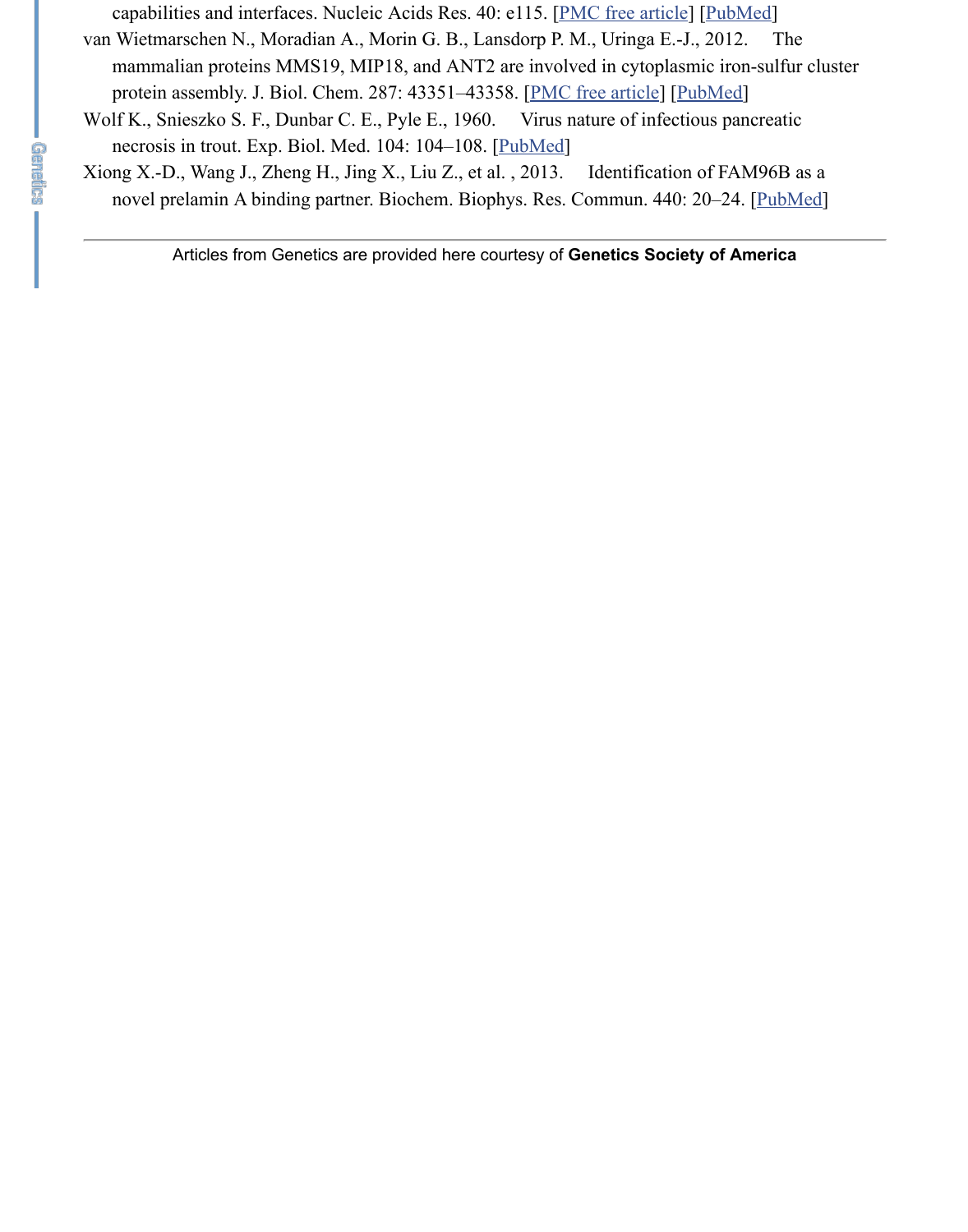capabilities and interfaces. Nucleic Acids Res. 40: e115. [PMC free article] [PubMed]

van Wietmarschen N., Moradian A., Morin G. B., Lansdorp P. M., Uringa E.-J., 2012. The mammalian proteins MMS19, MIP18, and ANT2 are involved in cytoplasmic iron-sulfur cluster protein assembly. J. Biol. Chem. 287: 43351–43358. [PMC free article] [PubMed]

Wolf K., Snieszko S. F., Dunbar C. E., Pyle E., 1960. Virus nature of infectious pancreatic necrosis in trout. Exp. Biol. Med. 104: 104–108. [PubMed]

Xiong X.-D., Wang J., Zheng H., Jing X., Liu Z., et al. , 2013. Identification of FAM96B as a novel prelamin A binding partner. Biochem. Biophys. Res. Commun. 440: 20–24. [PubMed]

---

Articles from Genetics are provided here courtesy of **Genetics Society of America**